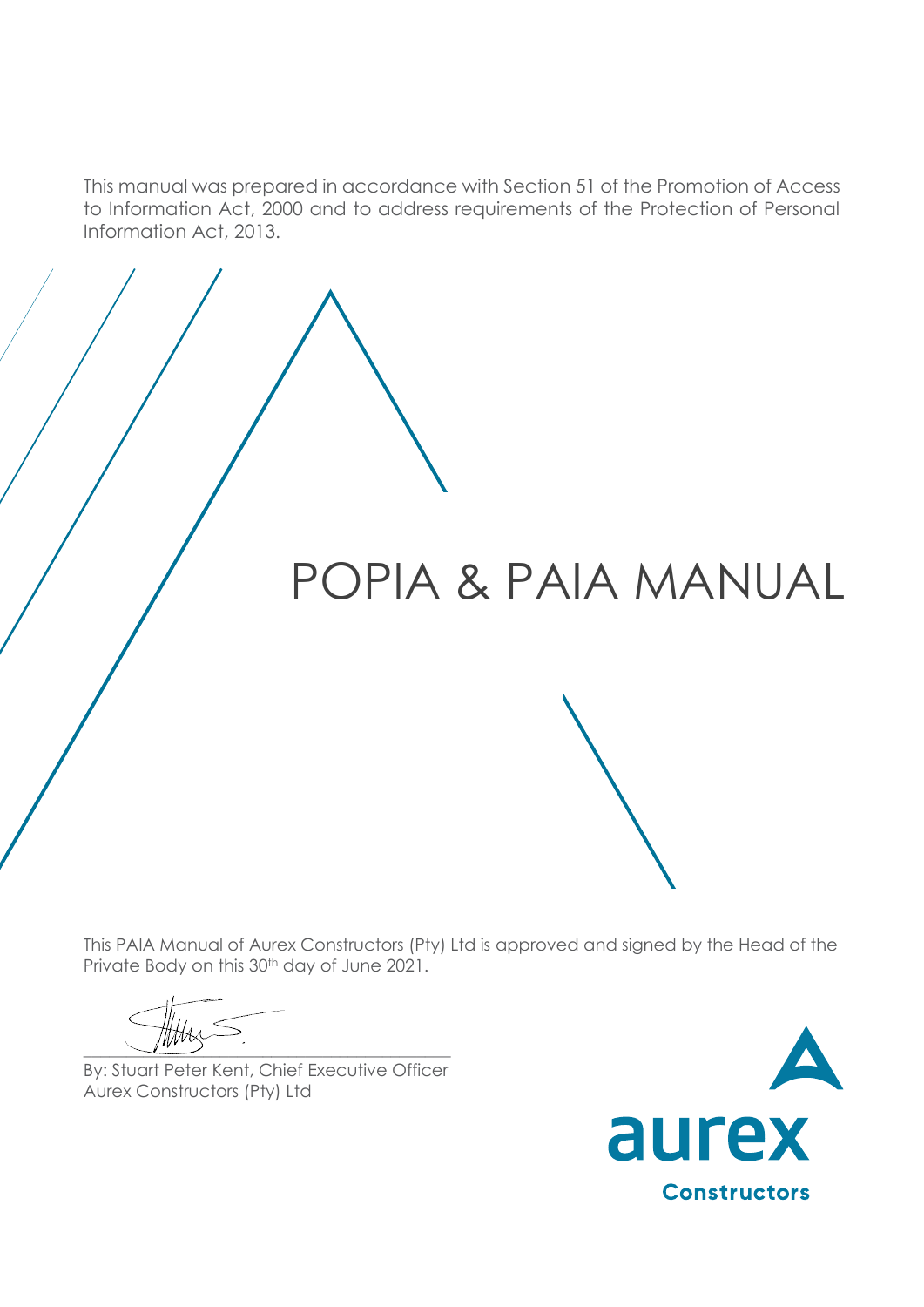This manual was prepared in accordance with Section 51 of the Promotion of Access to Information Act, 2000 and to address requirements of the Protection of Personal Information Act, 2013.

# POPIA & PAIA MANUAL

This PAIA Manual of Aurex Constructors (Pty) Ltd is approved and signed by the Head of the Private Body on this 30th day of June 2021.

By: Stuart Peter Kent, Chief Executive Officer
Aurex Constructors (Pty) Ltd

aurex
Constructors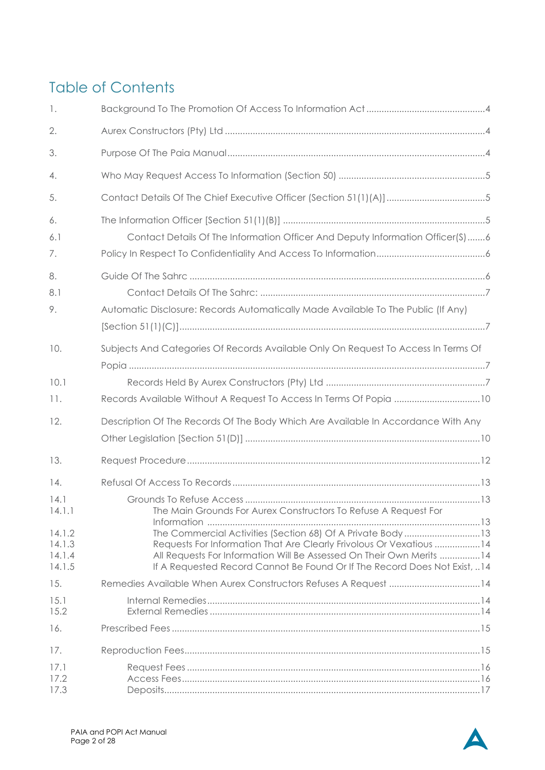# Table of Contents

| | | |
|---|---|---|
| 1. | Background To The Promotion Of Access To Information Act | 4 |
| 2. | Aurex Constructors (Pty) Ltd | 4 |
| 3. | Purpose Of The Paia Manual | 4 |
| 4. | Who May Request Access To Information (Section 50) | 5 |
| 5. | Contact Details Of The Chief Executive Officer [Section 51(1)(A)] | 5 |
| 6. | The Information Officer [Section 51(1)(B)] | 5 |
| 6.1 | Contact Details Of The Information Officer And Deputy Information Officer(S) | 6 |
| 7. | Policy In Respect To Confidentiality And Access To Information | 6 |
| 8. | Guide Of The Sahrc | 6 |
| 8.1 | Contact Details Of The Sahrc: | 7 |
| 9. | Automatic Disclosure: Records Automatically Made Available To The Public (If Any) [Section 51(1)(C)] | 7 |
| 10. | Subjects And Categories Of Records Available Only On Request To Access In Terms Of Popia | 7 |
| 10.1 | Records Held By Aurex Constructors (Pty) Ltd | 7 |
| 11. | Records Available Without A Request To Access In Terms Of Popia | 10 |
| 12. | Description Of The Records Of The Body Which Are Available In Accordance With Any Other Legislation [Section 51(D)] | 10 |
| 13. | Request Procedure | 12 |
| 14. | Refusal Of Access To Records | 13 |
| 14.1 | Grounds To Refuse Access | 13 |
| 14.1.1 | The Main Grounds For Aurex Constructors To Refuse A Request For Information | 13 |
| 14.1.2 | The Commercial Activities (Section 68) Of A Private Body | 13 |
| 14.1.3 | Requests For Information That Are Clearly Frivolous Or Vexatious | 14 |
| 14.1.4 | All Requests For Information Will Be Assessed On Their Own Merits | 14 |
| 14.1.5 | If A Requested Record Cannot Be Found Or If The Record Does Not Exist, | 14 |
| 15. | Remedies Available When Aurex Constructors Refuses A Request | 14 |
| 15.1 | Internal Remedies | 14 |
| 15.2 | External Remedies | 14 |
| 16. | Prescribed Fees | 15 |
| 17. | Reproduction Fees | 15 |
| 17.1 | Request Fees | 16 |
| 17.2 | Access Fees | 16 |
| 17.3 | Deposits | 17 |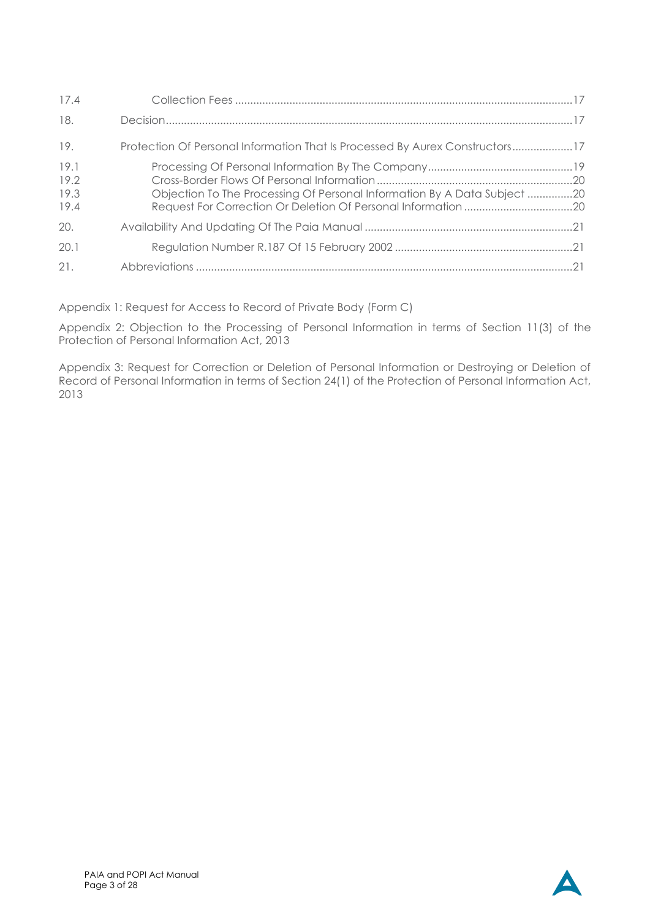| | | |
|---|---|---|
| 17.4 | Collection Fees | 17 |
| 18. | Decision | 17 |
| 19. | Protection Of Personal Information That Is Processed By Aurex Constructors | 17 |
| 19.1 | Processing Of Personal Information By The Company | 19 |
| 19.2 | Cross-Border Flows Of Personal Information | 20 |
| 19.3 | Objection To The Processing Of Personal Information By A Data Subject | 20 |
| 19.4 | Request For Correction Or Deletion Of Personal Information | 20 |
| 20. | Availability And Updating Of The Paia Manual | 21 |
| 20.1 | Regulation Number R.187 Of 15 February 2002 | 21 |
| 21. | Abbreviations | 21 |

Appendix 1: Request for Access to Record of Private Body (Form C)

Appendix 2: Objection to the Processing of Personal Information in terms of Section 11(3) of the Protection of Personal Information Act, 2013

Appendix 3: Request for Correction or Deletion of Personal Information or Destroying or Deletion of Record of Personal Information in terms of Section 24(1) of the Protection of Personal Information Act, 2013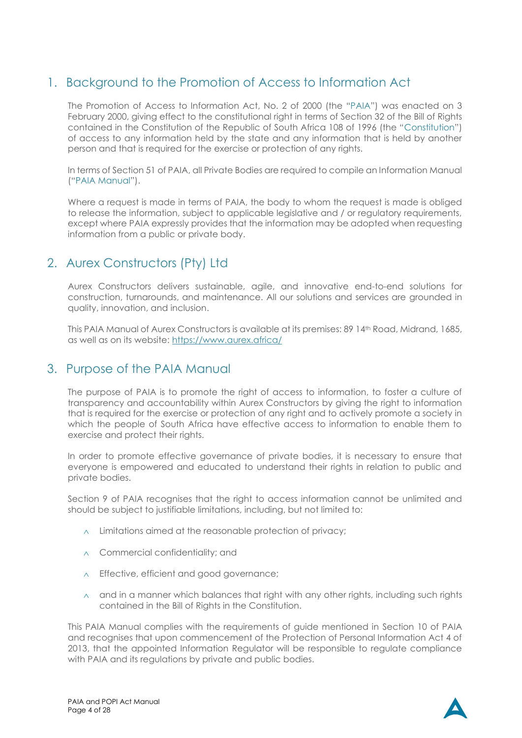## 1. Background to the Promotion of Access to Information Act

The Promotion of Access to Information Act, No. 2 of 2000 (the "PAIA") was enacted on 3 February 2000, giving effect to the constitutional right in terms of Section 32 of the Bill of Rights contained in the Constitution of the Republic of South Africa 108 of 1996 (the "Constitution") of access to any information held by the state and any information that is held by another person and that is required for the exercise or protection of any rights.

In terms of Section 51 of PAIA, all Private Bodies are required to compile an Information Manual ("PAIA Manual").

Where a request is made in terms of PAIA, the body to whom the request is made is obliged to release the information, subject to applicable legislative and / or regulatory requirements, except where PAIA expressly provides that the information may be adopted when requesting information from a public or private body.

## 2. Aurex Constructors (Pty) Ltd

Aurex Constructors delivers sustainable, agile, and innovative end-to-end solutions for construction, turnarounds, and maintenance. All our solutions and services are grounded in quality, innovation, and inclusion.

This PAIA Manual of Aurex Constructors is available at its premises: 89 14th Road, Midrand, 1685, as well as on its website: https://www.aurex.africa/

## 3. Purpose of the PAIA Manual

The purpose of PAIA is to promote the right of access to information, to foster a culture of transparency and accountability within Aurex Constructors by giving the right to information that is required for the exercise or protection of any right and to actively promote a society in which the people of South Africa have effective access to information to enable them to exercise and protect their rights.

In order to promote effective governance of private bodies, it is necessary to ensure that everyone is empowered and educated to understand their rights in relation to public and private bodies.

Section 9 of PAIA recognises that the right to access information cannot be unlimited and should be subject to justifiable limitations, including, but not limited to:

- Limitations aimed at the reasonable protection of privacy;
- Commercial confidentiality; and
- Effective, efficient and good governance;
- and in a manner which balances that right with any other rights, including such rights contained in the Bill of Rights in the Constitution.

This PAIA Manual complies with the requirements of guide mentioned in Section 10 of PAIA and recognises that upon commencement of the Protection of Personal Information Act 4 of 2013, that the appointed Information Regulator will be responsible to regulate compliance with PAIA and its regulations by private and public bodies.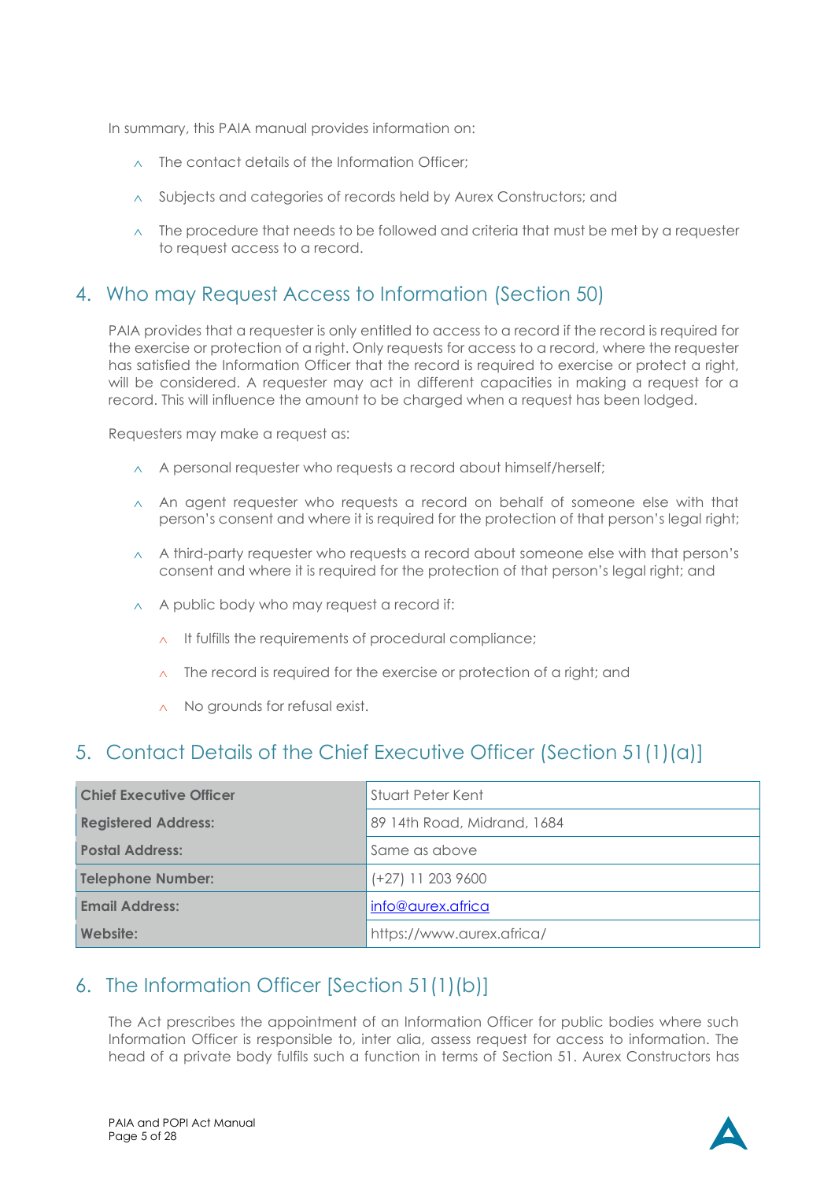In summary, this PAIA manual provides information on:

- The contact details of the Information Officer;
- Subjects and categories of records held by Aurex Constructors; and
- The procedure that needs to be followed and criteria that must be met by a requester to request access to a record.

## 4. Who may Request Access to Information (Section 50)

PAIA provides that a requester is only entitled to access to a record if the record is required for the exercise or protection of a right. Only requests for access to a record, where the requester has satisfied the Information Officer that the record is required to exercise or protect a right, will be considered. A requester may act in different capacities in making a request for a record. This will influence the amount to be charged when a request has been lodged.

Requesters may make a request as:

- A personal requester who requests a record about himself/herself;
- An agent requester who requests a record on behalf of someone else with that person's consent and where it is required for the protection of that person's legal right;
- A third-party requester who requests a record about someone else with that person's consent and where it is required for the protection of that person's legal right; and
- A public body who may request a record if:
  - It fulfills the requirements of procedural compliance;
  - The record is required for the exercise or protection of a right; and
  - No grounds for refusal exist.

## 5. Contact Details of the Chief Executive Officer (Section 51(1)(a)]

| **Chief Executive Officer** | Stuart Peter Kent |
|---|---|
| **Registered Address:** | 89 14th Road, Midrand, 1684 |
| **Postal Address:** | Same as above |
| **Telephone Number:** | (+27) 11 203 9600 |
| **Email Address:** | info@aurex.africa |
| **Website:** | https://www.aurex.africa/ |

## 6. The Information Officer [Section 51(1)(b)]

The Act prescribes the appointment of an Information Officer for public bodies where such Information Officer is responsible to, inter alia, assess request for access to information. The head of a private body fulfils such a function in terms of Section 51. Aurex Constructors has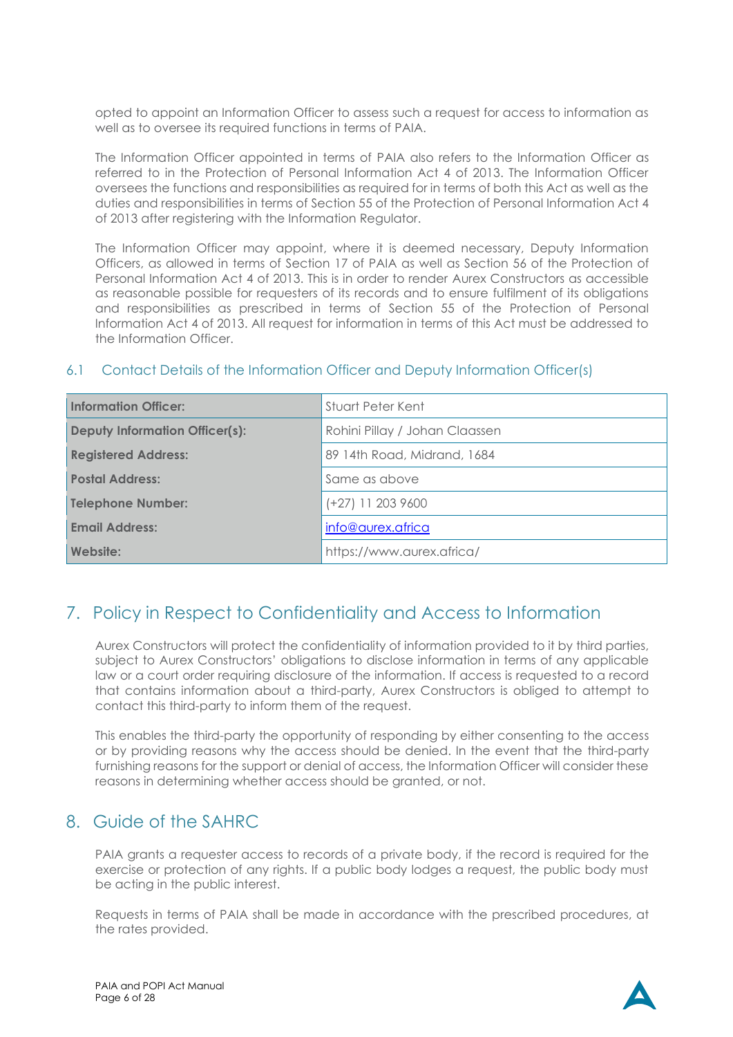opted to appoint an Information Officer to assess such a request for access to information as well as to oversee its required functions in terms of PAIA.

The Information Officer appointed in terms of PAIA also refers to the Information Officer as referred to in the Protection of Personal Information Act 4 of 2013. The Information Officer oversees the functions and responsibilities as required for in terms of both this Act as well as the duties and responsibilities in terms of Section 55 of the Protection of Personal Information Act 4 of 2013 after registering with the Information Regulator.

The Information Officer may appoint, where it is deemed necessary, Deputy Information Officers, as allowed in terms of Section 17 of PAIA as well as Section 56 of the Protection of Personal Information Act 4 of 2013. This is in order to render Aurex Constructors as accessible as reasonable possible for requesters of its records and to ensure fulfilment of its obligations and responsibilities as prescribed in terms of Section 55 of the Protection of Personal Information Act 4 of 2013. All request for information in terms of this Act must be addressed to the Information Officer.

### 6.1 Contact Details of the Information Officer and Deputy Information Officer(s)

| | |
|---|---|
| **Information Officer:** | Stuart Peter Kent |
| **Deputy Information Officer(s):** | Rohini Pillay / Johan Claassen |
| **Registered Address:** | 89 14th Road, Midrand, 1684 |
| **Postal Address:** | Same as above |
| **Telephone Number:** | (+27) 11 203 9600 |
| **Email Address:** | info@aurex.africa |
| **Website:** | https://www.aurex.africa/ |

## 7. Policy in Respect to Confidentiality and Access to Information

Aurex Constructors will protect the confidentiality of information provided to it by third parties, subject to Aurex Constructors' obligations to disclose information in terms of any applicable law or a court order requiring disclosure of the information. If access is requested to a record that contains information about a third-party, Aurex Constructors is obliged to attempt to contact this third-party to inform them of the request.

This enables the third-party the opportunity of responding by either consenting to the access or by providing reasons why the access should be denied. In the event that the third-party furnishing reasons for the support or denial of access, the Information Officer will consider these reasons in determining whether access should be granted, or not.

## 8. Guide of the SAHRC

PAIA grants a requester access to records of a private body, if the record is required for the exercise or protection of any rights. If a public body lodges a request, the public body must be acting in the public interest.

Requests in terms of PAIA shall be made in accordance with the prescribed procedures, at the rates provided.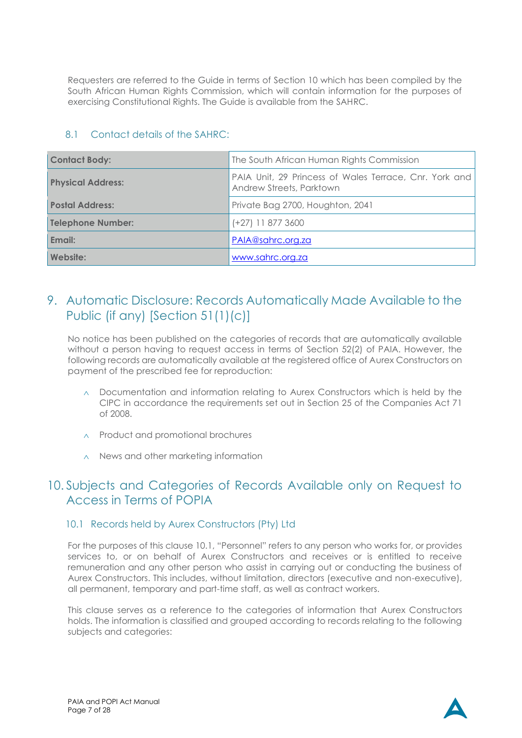Requesters are referred to the Guide in terms of Section 10 which has been compiled by the South African Human Rights Commission, which will contain information for the purposes of exercising Constitutional Rights. The Guide is available from the SAHRC.

### 8.1 Contact details of the SAHRC:

| **Contact Body:** | The South African Human Rights Commission |
|---|---|
| **Physical Address:** | PAIA Unit, 29 Princess of Wales Terrace, Cnr. York and Andrew Streets, Parktown |
| **Postal Address:** | Private Bag 2700, Houghton, 2041 |
| **Telephone Number:** | (+27) 11 877 3600 |
| **Email:** | PAIA@sahrc.org.za |
| **Website:** | www.sahrc.org.za |

## 9. Automatic Disclosure: Records Automatically Made Available to the Public (if any) [Section 51(1)(c)]

No notice has been published on the categories of records that are automatically available without a person having to request access in terms of Section 52(2) of PAIA. However, the following records are automatically available at the registered office of Aurex Constructors on payment of the prescribed fee for reproduction:

- Documentation and information relating to Aurex Constructors which is held by the CIPC in accordance the requirements set out in Section 25 of the Companies Act 71 of 2008.
- Product and promotional brochures
- News and other marketing information

## 10. Subjects and Categories of Records Available only on Request to Access in Terms of POPIA

### 10.1 Records held by Aurex Constructors (Pty) Ltd

For the purposes of this clause 10.1, "Personnel" refers to any person who works for, or provides services to, or on behalf of Aurex Constructors and receives or is entitled to receive remuneration and any other person who assist in carrying out or conducting the business of Aurex Constructors. This includes, without limitation, directors (executive and non-executive), all permanent, temporary and part-time staff, as well as contract workers.

This clause serves as a reference to the categories of information that Aurex Constructors holds. The information is classified and grouped according to records relating to the following subjects and categories: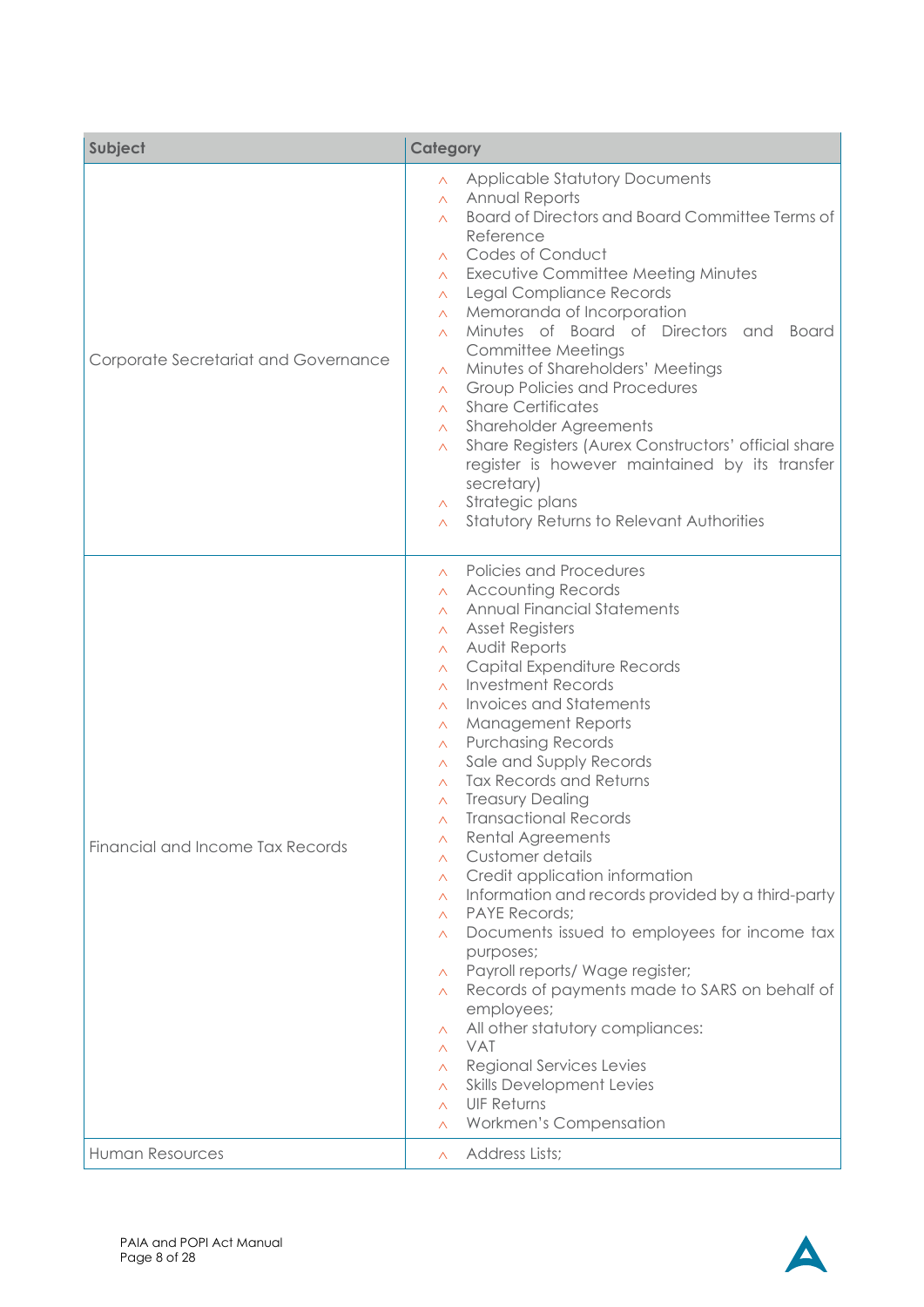| Subject | Category |
| --- | --- |
| Corporate Secretariat and Governance | ^ Applicable Statutory Documents<br>^ Annual Reports<br>^ Board of Directors and Board Committee Terms of Reference<br>^ Codes of Conduct<br>^ Executive Committee Meeting Minutes<br>^ Legal Compliance Records<br>^ Memoranda of Incorporation<br>^ Minutes of Board of Directors and Board Committee Meetings<br>^ Minutes of Shareholders' Meetings<br>^ Group Policies and Procedures<br>^ Share Certificates<br>^ Shareholder Agreements<br>^ Share Registers (Aurex Constructors' official share register is however maintained by its transfer secretary)<br>^ Strategic plans<br>^ Statutory Returns to Relevant Authorities |
| Financial and Income Tax Records | ^ Policies and Procedures<br>^ Accounting Records<br>^ Annual Financial Statements<br>^ Asset Registers<br>^ Audit Reports<br>^ Capital Expenditure Records<br>^ Investment Records<br>^ Invoices and Statements<br>^ Management Reports<br>^ Purchasing Records<br>^ Sale and Supply Records<br>^ Tax Records and Returns<br>^ Treasury Dealing<br>^ Transactional Records<br>^ Rental Agreements<br>^ Customer details<br>^ Credit application information<br>^ Information and records provided by a third-party<br>^ PAYE Records;<br>^ Documents issued to employees for income tax purposes;<br>^ Payroll reports/ Wage register;<br>^ Records of payments made to SARS on behalf of employees;<br>^ All other statutory compliances:<br>^ VAT<br>^ Regional Services Levies<br>^ Skills Development Levies<br>^ UIF Returns<br>^ Workmen's Compensation |
| Human Resources | ^ Address Lists; |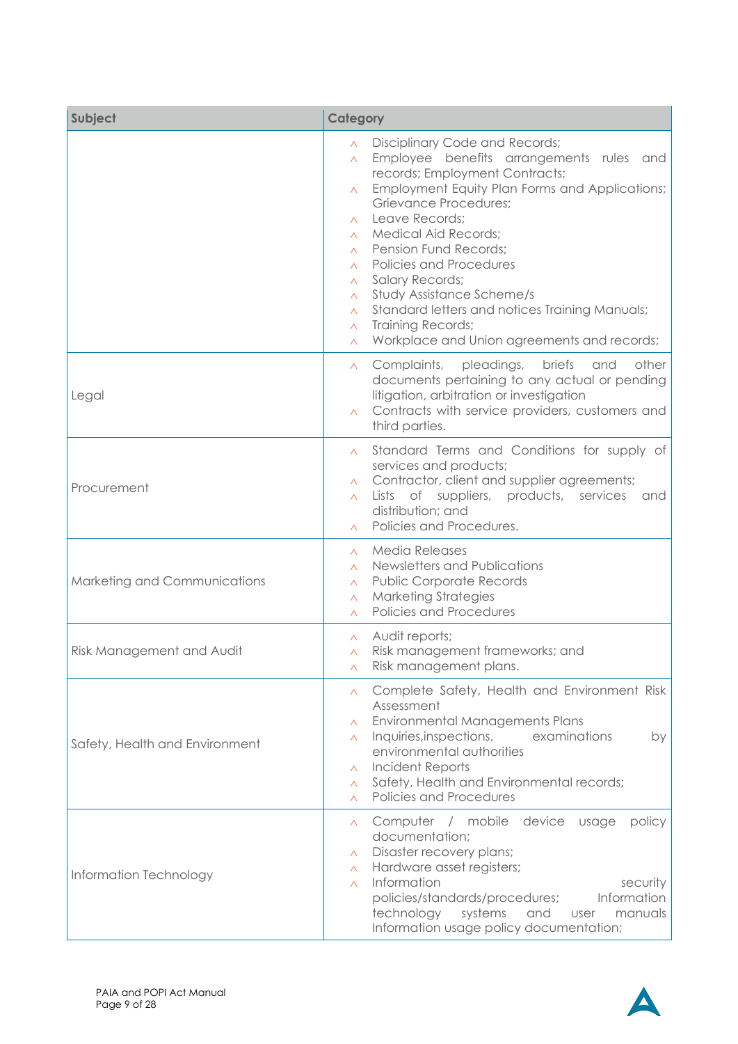| Subject | Category |
|---|---|
| | ^ Disciplinary Code and Records;<br>^ Employee benefits arrangements rules and records; Employment Contracts;<br>^ Employment Equity Plan Forms and Applications; Grievance Procedures;<br>^ Leave Records;<br>^ Medical Aid Records;<br>^ Pension Fund Records;<br>^ Policies and Procedures<br>^ Salary Records;<br>^ Study Assistance Scheme/s<br>^ Standard letters and notices Training Manuals;<br>^ Training Records;<br>^ Workplace and Union agreements and records; |
| Legal | ^ Complaints, pleadings, briefs and other documents pertaining to any actual or pending litigation, arbitration or investigation<br>^ Contracts with service providers, customers and third parties. |
| Procurement | ^ Standard Terms and Conditions for supply of services and products;<br>^ Contractor, client and supplier agreements;<br>^ Lists of suppliers, products, services and distribution; and<br>^ Policies and Procedures. |
| Marketing and Communications | ^ Media Releases<br>^ Newsletters and Publications<br>^ Public Corporate Records<br>^ Marketing Strategies<br>^ Policies and Procedures |
| Risk Management and Audit | ^ Audit reports;<br>^ Risk management frameworks; and<br>^ Risk management plans. |
| Safety, Health and Environment | ^ Complete Safety, Health and Environment Risk Assessment<br>^ Environmental Managements Plans<br>^ Inquiries,inspections, examinations by environmental authorities<br>^ Incident Reports<br>^ Safety, Health and Environmental records;<br>^ Policies and Procedures |
| Information Technology | ^ Computer / mobile device usage policy documentation;<br>^ Disaster recovery plans;<br>^ Hardware asset registers;<br>^ Information security policies/standards/procedures; Information technology systems and user manuals Information usage policy documentation; |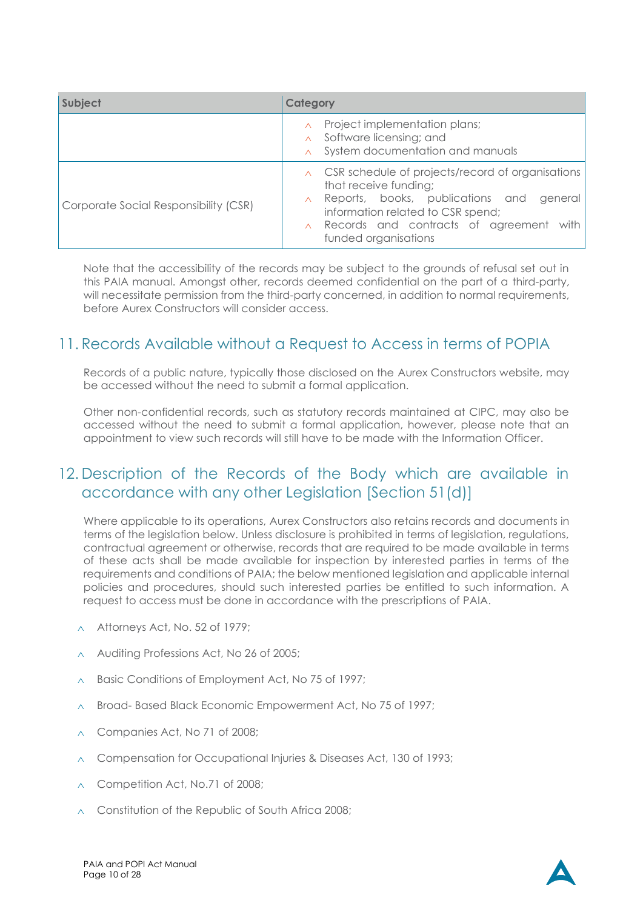| Subject | Category |
|---|---|
| | - Project implementation plans;<br>- Software licensing; and<br>- System documentation and manuals |
| Corporate Social Responsibility (CSR) | - CSR schedule of projects/record of organisations that receive funding;<br>- Reports, books, publications and general information related to CSR spend;<br>- Records and contracts of agreement with funded organisations |

Note that the accessibility of the records may be subject to the grounds of refusal set out in this PAIA manual. Amongst other, records deemed confidential on the part of a third-party, will necessitate permission from the third-party concerned, in addition to normal requirements, before Aurex Constructors will consider access.

## 11. Records Available without a Request to Access in terms of POPIA

Records of a public nature, typically those disclosed on the Aurex Constructors website, may be accessed without the need to submit a formal application.

Other non-confidential records, such as statutory records maintained at CIPC, may also be accessed without the need to submit a formal application, however, please note that an appointment to view such records will still have to be made with the Information Officer.

## 12. Description of the Records of the Body which are available in accordance with any other Legislation [Section 51(d)]

Where applicable to its operations, Aurex Constructors also retains records and documents in terms of the legislation below. Unless disclosure is prohibited in terms of legislation, regulations, contractual agreement or otherwise, records that are required to be made available in terms of these acts shall be made available for inspection by interested parties in terms of the requirements and conditions of PAIA; the below mentioned legislation and applicable internal policies and procedures, should such interested parties be entitled to such information. A request to access must be done in accordance with the prescriptions of PAIA.

- Attorneys Act, No. 52 of 1979;
- Auditing Professions Act, No 26 of 2005;
- Basic Conditions of Employment Act, No 75 of 1997;
- Broad- Based Black Economic Empowerment Act, No 75 of 1997;
- Companies Act, No 71 of 2008;
- Compensation for Occupational Injuries & Diseases Act, 130 of 1993;
- Competition Act, No.71 of 2008;
- Constitution of the Republic of South Africa 2008;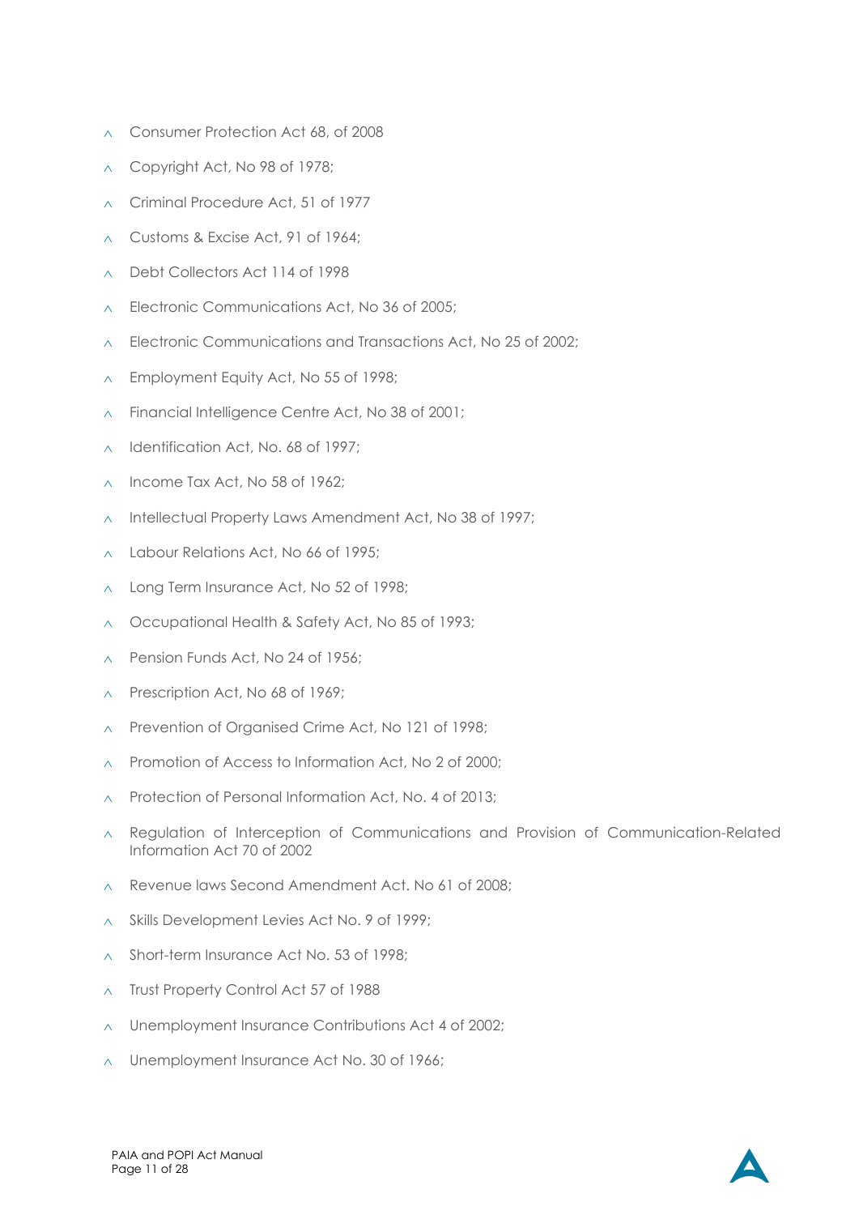- Consumer Protection Act 68, of 2008
- Copyright Act, No 98 of 1978;
- Criminal Procedure Act, 51 of 1977
- Customs & Excise Act, 91 of 1964;
- Debt Collectors Act 114 of 1998
- Electronic Communications Act, No 36 of 2005;
- Electronic Communications and Transactions Act, No 25 of 2002;
- Employment Equity Act, No 55 of 1998;
- Financial Intelligence Centre Act, No 38 of 2001;
- Identification Act, No. 68 of 1997;
- Income Tax Act, No 58 of 1962;
- Intellectual Property Laws Amendment Act, No 38 of 1997;
- Labour Relations Act, No 66 of 1995;
- Long Term Insurance Act, No 52 of 1998;
- Occupational Health & Safety Act, No 85 of 1993;
- Pension Funds Act, No 24 of 1956;
- Prescription Act, No 68 of 1969;
- Prevention of Organised Crime Act, No 121 of 1998;
- Promotion of Access to Information Act, No 2 of 2000;
- Protection of Personal Information Act, No. 4 of 2013;
- Regulation of Interception of Communications and Provision of Communication-Related Information Act 70 of 2002
- Revenue laws Second Amendment Act. No 61 of 2008;
- Skills Development Levies Act No. 9 of 1999;
- Short-term Insurance Act No. 53 of 1998;
- Trust Property Control Act 57 of 1988
- Unemployment Insurance Contributions Act 4 of 2002;
- Unemployment Insurance Act No. 30 of 1966;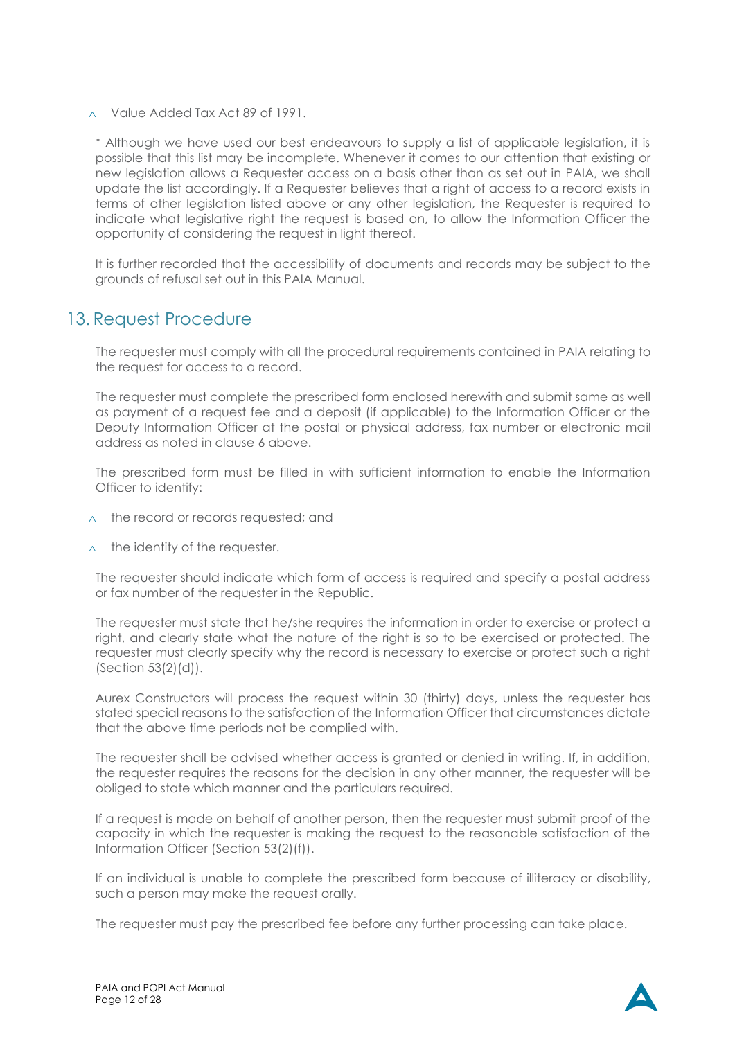- Value Added Tax Act 89 of 1991.

* Although we have used our best endeavours to supply a list of applicable legislation, it is possible that this list may be incomplete. Whenever it comes to our attention that existing or new legislation allows a Requester access on a basis other than as set out in PAIA, we shall update the list accordingly. If a Requester believes that a right of access to a record exists in terms of other legislation listed above or any other legislation, the Requester is required to indicate what legislative right the request is based on, to allow the Information Officer the opportunity of considering the request in light thereof.

It is further recorded that the accessibility of documents and records may be subject to the grounds of refusal set out in this PAIA Manual.

## 13. Request Procedure

The requester must comply with all the procedural requirements contained in PAIA relating to the request for access to a record.

The requester must complete the prescribed form enclosed herewith and submit same as well as payment of a request fee and a deposit (if applicable) to the Information Officer or the Deputy Information Officer at the postal or physical address, fax number or electronic mail address as noted in clause 6 above.

The prescribed form must be filled in with sufficient information to enable the Information Officer to identify:

- the record or records requested; and
- the identity of the requester.

The requester should indicate which form of access is required and specify a postal address or fax number of the requester in the Republic.

The requester must state that he/she requires the information in order to exercise or protect a right, and clearly state what the nature of the right is so to be exercised or protected. The requester must clearly specify why the record is necessary to exercise or protect such a right (Section 53(2)(d)).

Aurex Constructors will process the request within 30 (thirty) days, unless the requester has stated special reasons to the satisfaction of the Information Officer that circumstances dictate that the above time periods not be complied with.

The requester shall be advised whether access is granted or denied in writing. If, in addition, the requester requires the reasons for the decision in any other manner, the requester will be obliged to state which manner and the particulars required.

If a request is made on behalf of another person, then the requester must submit proof of the capacity in which the requester is making the request to the reasonable satisfaction of the Information Officer (Section 53(2)(f)).

If an individual is unable to complete the prescribed form because of illiteracy or disability, such a person may make the request orally.

The requester must pay the prescribed fee before any further processing can take place.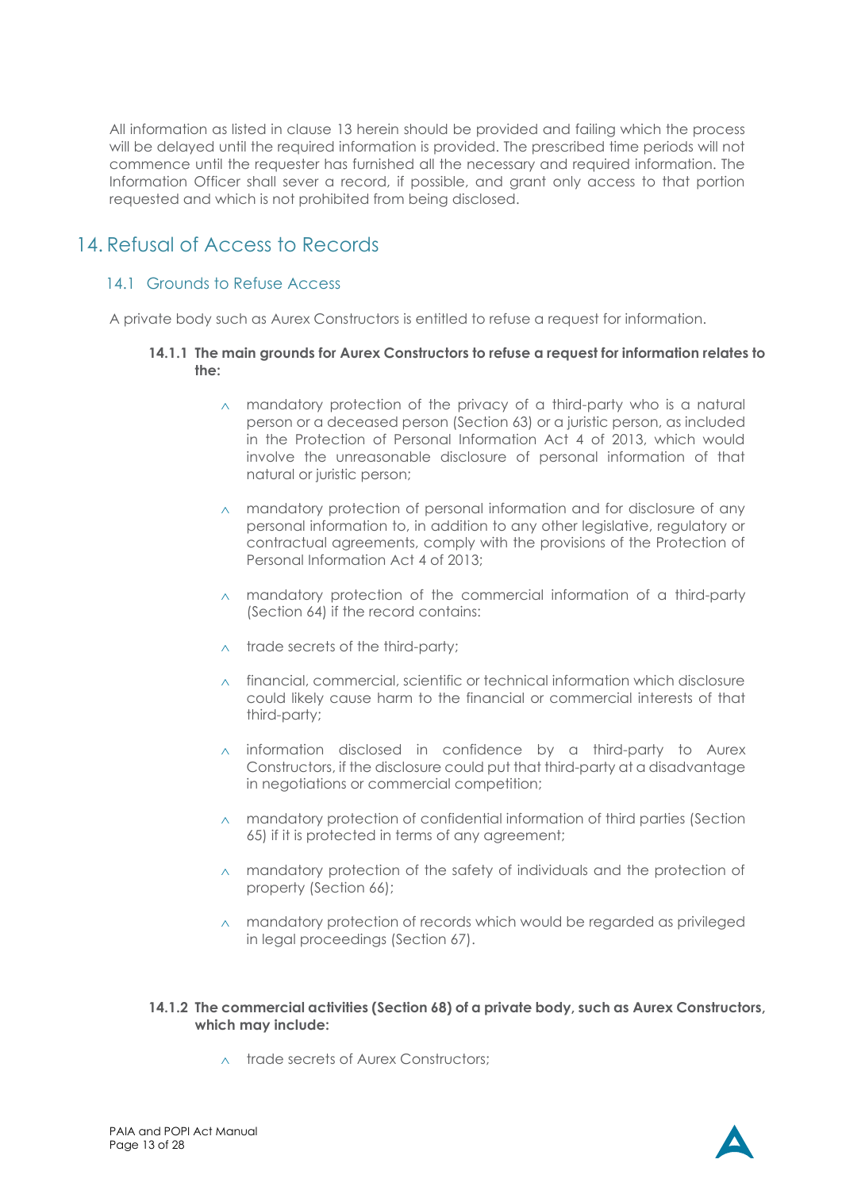All information as listed in clause 13 herein should be provided and failing which the process will be delayed until the required information is provided. The prescribed time periods will not commence until the requester has furnished all the necessary and required information. The Information Officer shall sever a record, if possible, and grant only access to that portion requested and which is not prohibited from being disclosed.

# 14. Refusal of Access to Records

## 14.1 Grounds to Refuse Access

A private body such as Aurex Constructors is entitled to refuse a request for information.

**14.1.1 The main grounds for Aurex Constructors to refuse a request for information relates to the:**

- mandatory protection of the privacy of a third-party who is a natural person or a deceased person (Section 63) or a juristic person, as included in the Protection of Personal Information Act 4 of 2013, which would involve the unreasonable disclosure of personal information of that natural or juristic person;
- mandatory protection of personal information and for disclosure of any personal information to, in addition to any other legislative, regulatory or contractual agreements, comply with the provisions of the Protection of Personal Information Act 4 of 2013;
- mandatory protection of the commercial information of a third-party (Section 64) if the record contains:
- trade secrets of the third-party;
- financial, commercial, scientific or technical information which disclosure could likely cause harm to the financial or commercial interests of that third-party;
- information disclosed in confidence by a third-party to Aurex Constructors, if the disclosure could put that third-party at a disadvantage in negotiations or commercial competition;
- mandatory protection of confidential information of third parties (Section 65) if it is protected in terms of any agreement;
- mandatory protection of the safety of individuals and the protection of property (Section 66);
- mandatory protection of records which would be regarded as privileged in legal proceedings (Section 67).

**14.1.2 The commercial activities (Section 68) of a private body, such as Aurex Constructors, which may include:**

- trade secrets of Aurex Constructors;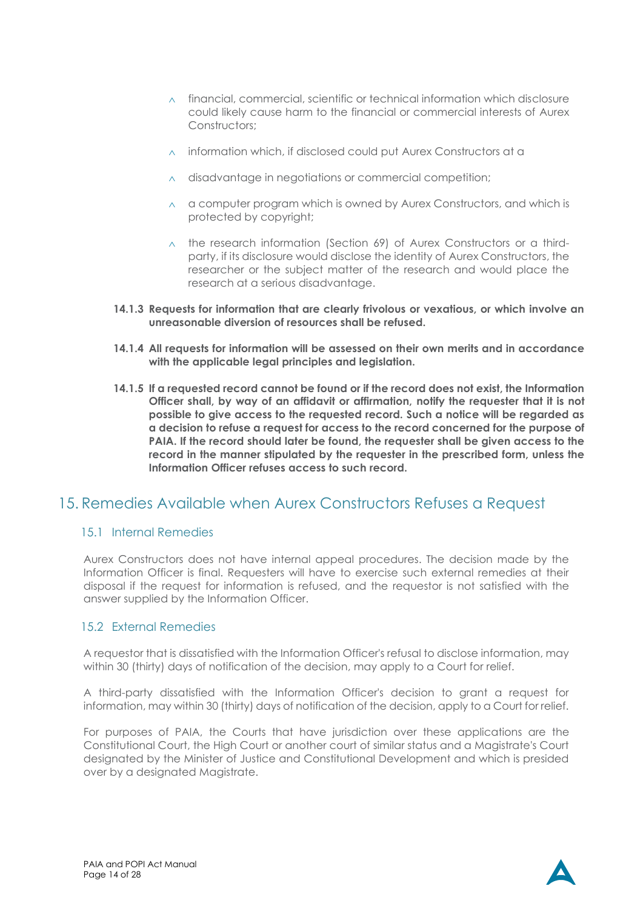- financial, commercial, scientific or technical information which disclosure could likely cause harm to the financial or commercial interests of Aurex Constructors;
- information which, if disclosed could put Aurex Constructors at a
- disadvantage in negotiations or commercial competition;
- a computer program which is owned by Aurex Constructors, and which is protected by copyright;
- the research information (Section 69) of Aurex Constructors or a third-party, if its disclosure would disclose the identity of Aurex Constructors, the researcher or the subject matter of the research and would place the research at a serious disadvantage.

**14.1.3 Requests for information that are clearly frivolous or vexatious, or which involve an unreasonable diversion of resources shall be refused.**

**14.1.4 All requests for information will be assessed on their own merits and in accordance with the applicable legal principles and legislation.**

**14.1.5 If a requested record cannot be found or if the record does not exist, the Information Officer shall, by way of an affidavit or affirmation, notify the requester that it is not possible to give access to the requested record. Such a notice will be regarded as a decision to refuse a request for access to the record concerned for the purpose of PAIA. If the record should later be found, the requester shall be given access to the record in the manner stipulated by the requester in the prescribed form, unless the Information Officer refuses access to such record.**

# 15. Remedies Available when Aurex Constructors Refuses a Request

## 15.1 Internal Remedies

Aurex Constructors does not have internal appeal procedures. The decision made by the Information Officer is final. Requesters will have to exercise such external remedies at their disposal if the request for information is refused, and the requestor is not satisfied with the answer supplied by the Information Officer.

## 15.2 External Remedies

A requestor that is dissatisfied with the Information Officer's refusal to disclose information, may within 30 (thirty) days of notification of the decision, may apply to a Court for relief.

A third-party dissatisfied with the Information Officer's decision to grant a request for information, may within 30 (thirty) days of notification of the decision, apply to a Court for relief.

For purposes of PAIA, the Courts that have jurisdiction over these applications are the Constitutional Court, the High Court or another court of similar status and a Magistrate's Court designated by the Minister of Justice and Constitutional Development and which is presided over by a designated Magistrate.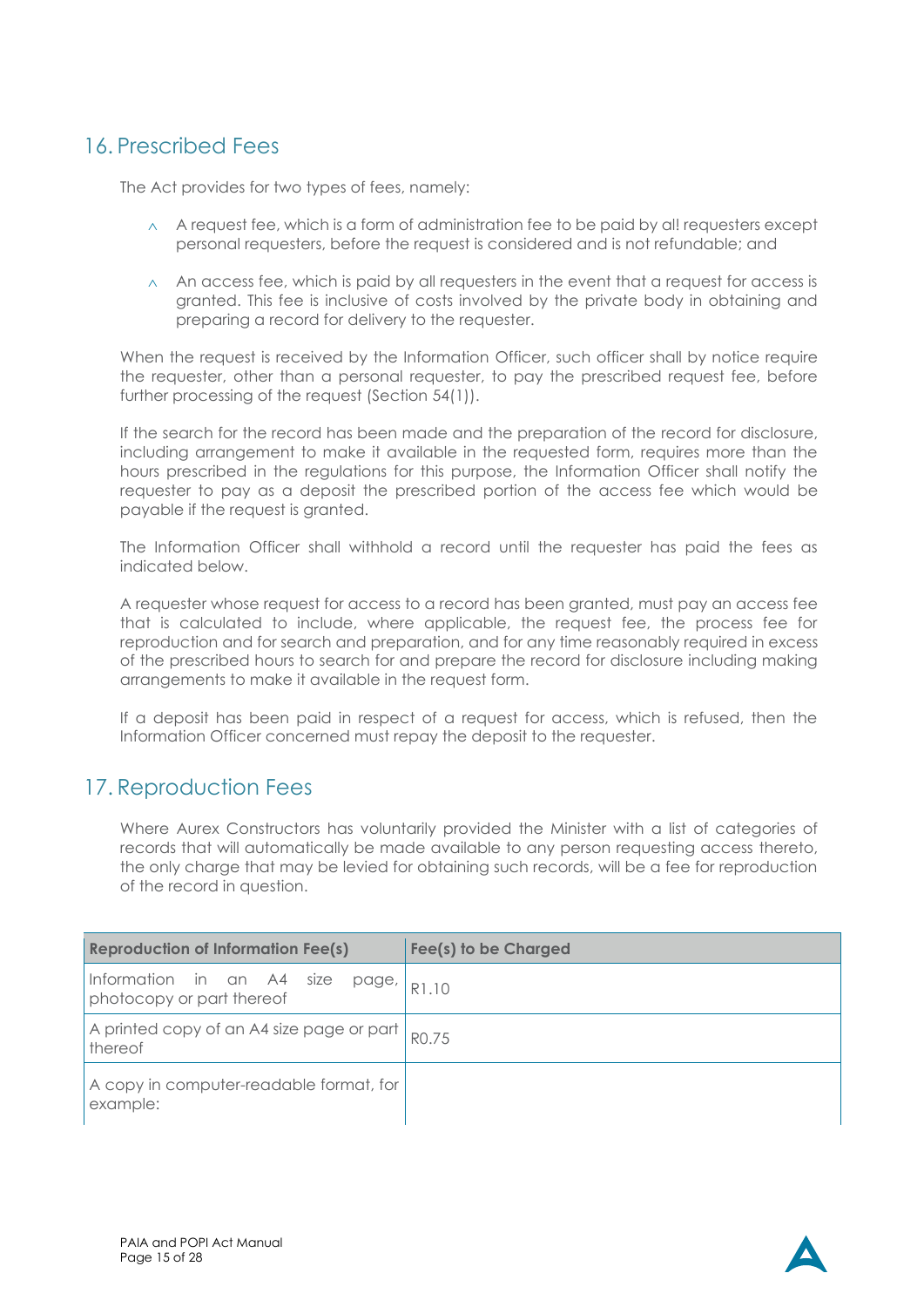## 16. Prescribed Fees

The Act provides for two types of fees, namely:

- A request fee, which is a form of administration fee to be paid by al! requesters except personal requesters, before the request is considered and is not refundable; and
- An access fee, which is paid by all requesters in the event that a request for access is granted. This fee is inclusive of costs involved by the private body in obtaining and preparing a record for delivery to the requester.

When the request is received by the Information Officer, such officer shall by notice require the requester, other than a personal requester, to pay the prescribed request fee, before further processing of the request (Section 54(1)).

If the search for the record has been made and the preparation of the record for disclosure, including arrangement to make it available in the requested form, requires more than the hours prescribed in the regulations for this purpose, the Information Officer shall notify the requester to pay as a deposit the prescribed portion of the access fee which would be payable if the request is granted.

The Information Officer shall withhold a record until the requester has paid the fees as indicated below.

A requester whose request for access to a record has been granted, must pay an access fee that is calculated to include, where applicable, the request fee, the process fee for reproduction and for search and preparation, and for any time reasonably required in excess of the prescribed hours to search for and prepare the record for disclosure including making arrangements to make it available in the request form.

If a deposit has been paid in respect of a request for access, which is refused, then the Information Officer concerned must repay the deposit to the requester.

## 17. Reproduction Fees

Where Aurex Constructors has voluntarily provided the Minister with a list of categories of records that will automatically be made available to any person requesting access thereto, the only charge that may be levied for obtaining such records, will be a fee for reproduction of the record in question.

| Reproduction of Information Fee(s) | Fee(s) to be Charged |
|---|---|
| Information in an A4 size page, photocopy or part thereof | R1.10 |
| A printed copy of an A4 size page or part thereof | R0.75 |
| A copy in computer-readable format, for example: | |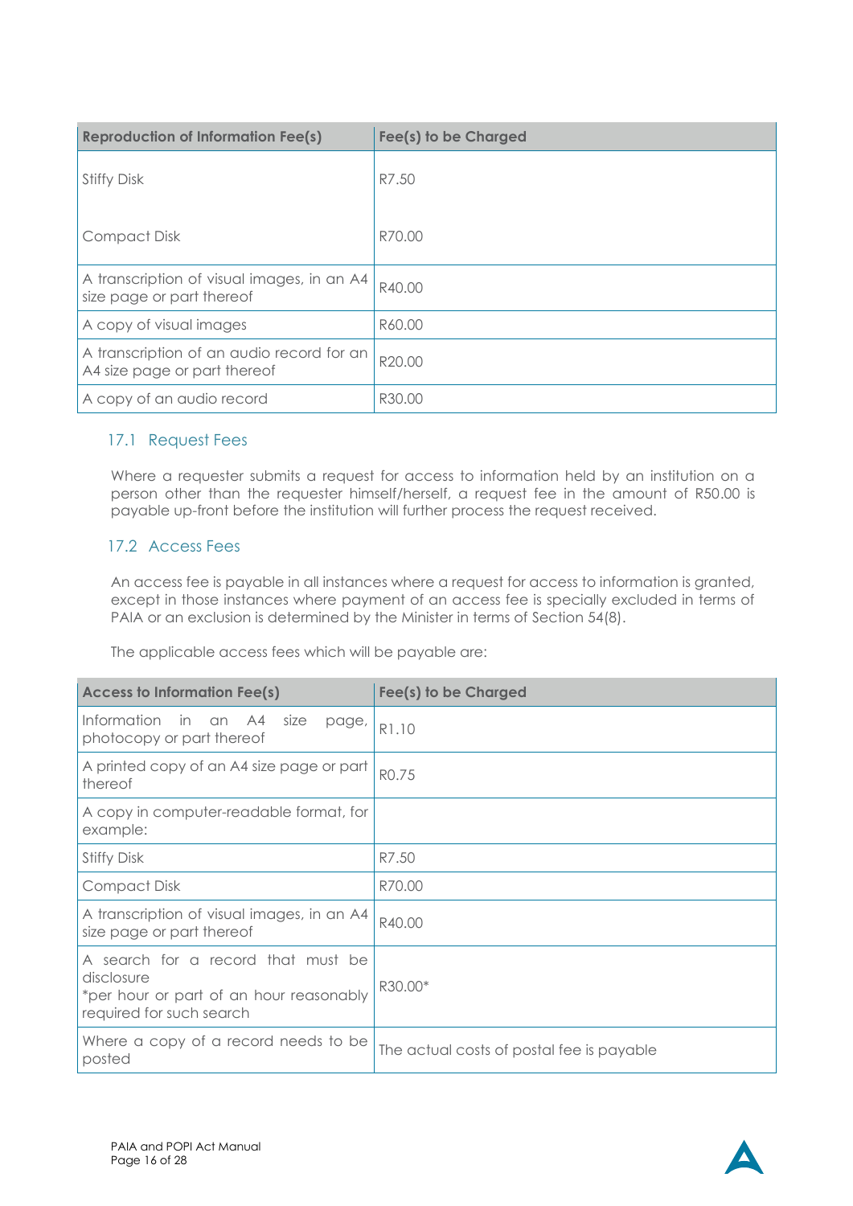| Reproduction of Information Fee(s) | Fee(s) to be Charged |
|---|---|
| Stiffy Disk<br><br>Compact Disk | R7.50<br><br>R70.00 |
| A transcription of visual images, in an A4 size page or part thereof | R40.00 |
| A copy of visual images | R60.00 |
| A transcription of an audio record for an A4 size page or part thereof | R20.00 |
| A copy of an audio record | R30.00 |

### 17.1 Request Fees

Where a requester submits a request for access to information held by an institution on a person other than the requester himself/herself, a request fee in the amount of R50.00 is payable up-front before the institution will further process the request received.

### 17.2 Access Fees

An access fee is payable in all instances where a request for access to information is granted, except in those instances where payment of an access fee is specially excluded in terms of PAIA or an exclusion is determined by the Minister in terms of Section 54(8).

The applicable access fees which will be payable are:

| Access to Information Fee(s) | Fee(s) to be Charged |
|---|---|
| Information in an A4 size page, photocopy or part thereof | R1.10 |
| A printed copy of an A4 size page or part thereof | R0.75 |
| A copy in computer-readable format, for example: | |
| Stiffy Disk | R7.50 |
| Compact Disk | R70.00 |
| A transcription of visual images, in an A4 size page or part thereof | R40.00 |
| A search for a record that must be disclosure<br>*per hour or part of an hour reasonably required for such search | R30.00* |
| Where a copy of a record needs to be posted | The actual costs of postal fee is payable |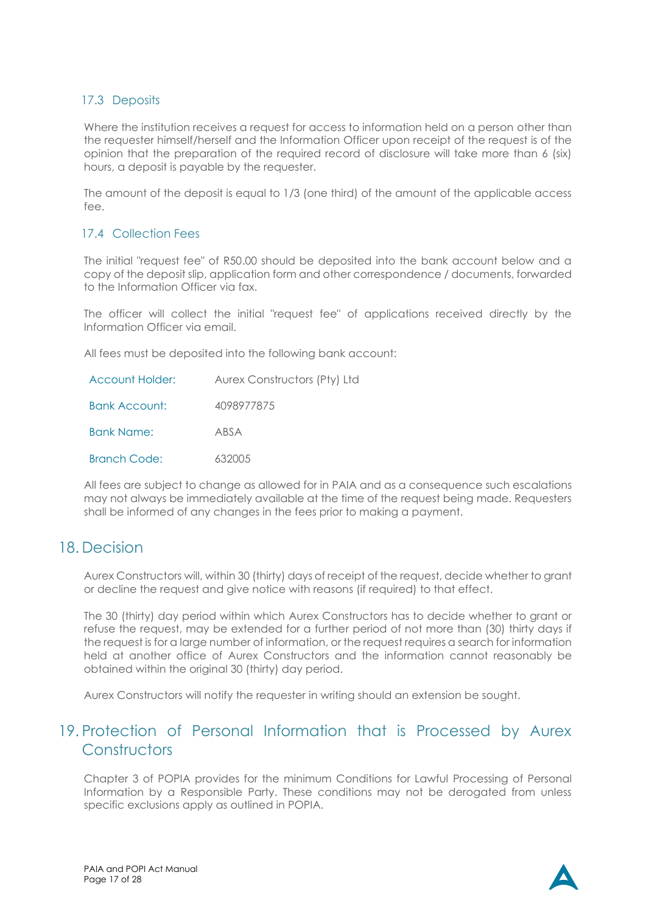### 17.3 Deposits

Where the institution receives a request for access to information held on a person other than the requester himself/herself and the Information Officer upon receipt of the request is of the opinion that the preparation of the required record of disclosure will take more than 6 (six) hours, a deposit is payable by the requester.

The amount of the deposit is equal to 1/3 (one third) of the amount of the applicable access fee.

### 17.4 Collection Fees

The initial "request fee" of R50.00 should be deposited into the bank account below and a copy of the deposit slip, application form and other correspondence / documents, forwarded to the Information Officer via fax.

The officer will collect the initial "request fee" of applications received directly by the Information Officer via email.

All fees must be deposited into the following bank account:

| | |
|---|---|
| Account Holder: | Aurex Constructors (Pty) Ltd |
| Bank Account: | 4098977875 |
| Bank Name: | ABSA |
| Branch Code: | 632005 |

All fees are subject to change as allowed for in PAIA and as a consequence such escalations may not always be immediately available at the time of the request being made. Requesters shall be informed of any changes in the fees prior to making a payment.

## 18. Decision

Aurex Constructors will, within 30 (thirty) days of receipt of the request, decide whether to grant or decline the request and give notice with reasons (if required) to that effect.

The 30 (thirty) day period within which Aurex Constructors has to decide whether to grant or refuse the request, may be extended for a further period of not more than (30) thirty days if the request is for a large number of information, or the request requires a search for information held at another office of Aurex Constructors and the information cannot reasonably be obtained within the original 30 (thirty) day period.

Aurex Constructors will notify the requester in writing should an extension be sought.

## 19. Protection of Personal Information that is Processed by Aurex Constructors

Chapter 3 of POPIA provides for the minimum Conditions for Lawful Processing of Personal Information by a Responsible Party. These conditions may not be derogated from unless specific exclusions apply as outlined in POPIA.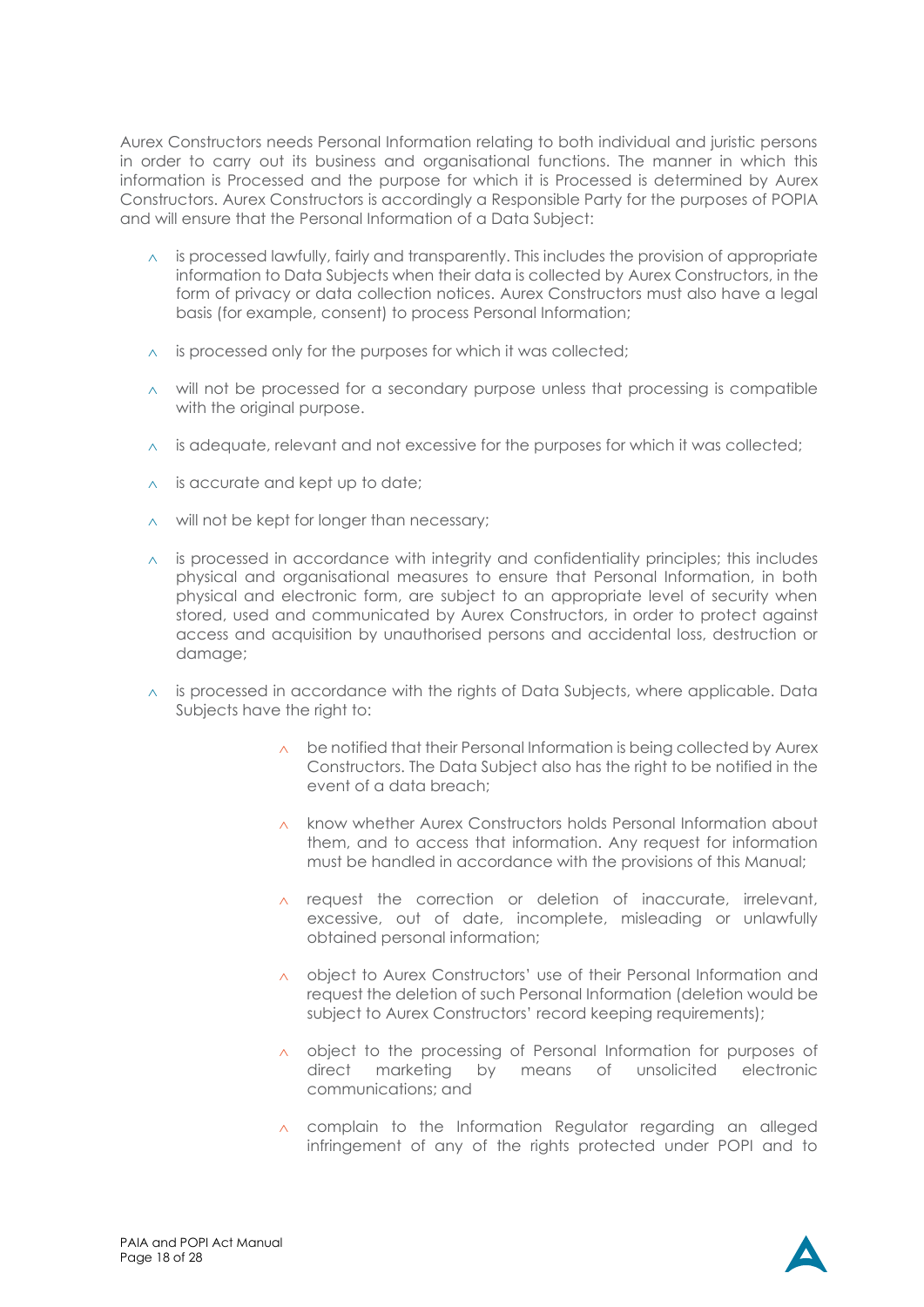Aurex Constructors needs Personal Information relating to both individual and juristic persons in order to carry out its business and organisational functions. The manner in which this information is Processed and the purpose for which it is Processed is determined by Aurex Constructors. Aurex Constructors is accordingly a Responsible Party for the purposes of POPIA and will ensure that the Personal Information of a Data Subject:

- is processed lawfully, fairly and transparently. This includes the provision of appropriate information to Data Subjects when their data is collected by Aurex Constructors, in the form of privacy or data collection notices. Aurex Constructors must also have a legal basis (for example, consent) to process Personal Information;
- is processed only for the purposes for which it was collected;
- will not be processed for a secondary purpose unless that processing is compatible with the original purpose.
- is adequate, relevant and not excessive for the purposes for which it was collected;
- is accurate and kept up to date;
- will not be kept for longer than necessary;
- is processed in accordance with integrity and confidentiality principles; this includes physical and organisational measures to ensure that Personal Information, in both physical and electronic form, are subject to an appropriate level of security when stored, used and communicated by Aurex Constructors, in order to protect against access and acquisition by unauthorised persons and accidental loss, destruction or damage;
- is processed in accordance with the rights of Data Subjects, where applicable. Data Subjects have the right to:
  - be notified that their Personal Information is being collected by Aurex Constructors. The Data Subject also has the right to be notified in the event of a data breach;
  - know whether Aurex Constructors holds Personal Information about them, and to access that information. Any request for information must be handled in accordance with the provisions of this Manual;
  - request the correction or deletion of inaccurate, irrelevant, excessive, out of date, incomplete, misleading or unlawfully obtained personal information;
  - object to Aurex Constructors' use of their Personal Information and request the deletion of such Personal Information (deletion would be subject to Aurex Constructors' record keeping requirements);
  - object to the processing of Personal Information for purposes of direct marketing by means of unsolicited electronic communications; and
  - complain to the Information Regulator regarding an alleged infringement of any of the rights protected under POPI and to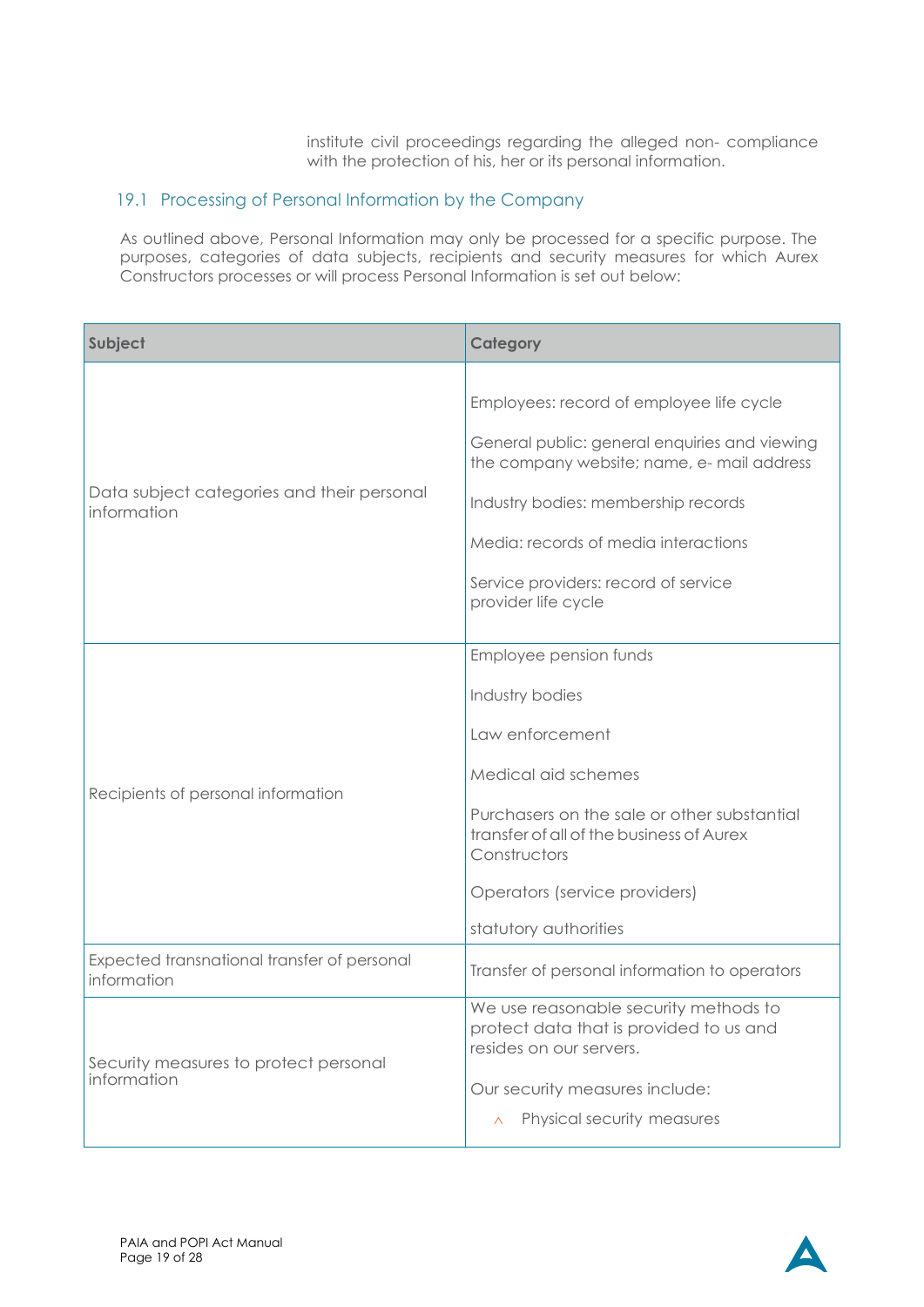institute civil proceedings regarding the alleged non- compliance with the protection of his, her or its personal information.

## 19.1 Processing of Personal Information by the Company

As outlined above, Personal Information may only be processed for a specific purpose. The purposes, categories of data subjects, recipients and security measures for which Aurex Constructors processes or will process Personal Information is set out below:

| Subject | Category |
|---|---|
| Data subject categories and their personal information | Employees: record of employee life cycle<br><br>General public: general enquiries and viewing the company website; name, e- mail address<br><br>Industry bodies: membership records<br><br>Media: records of media interactions<br><br>Service providers: record of service provider life cycle |
| Recipients of personal information | Employee pension funds<br><br>Industry bodies<br><br>Law enforcement<br><br>Medical aid schemes<br><br>Purchasers on the sale or other substantial transfer of all of the business of Aurex Constructors<br><br>Operators (service providers)<br><br>statutory authorities |
| Expected transnational transfer of personal information | Transfer of personal information to operators |
| Security measures to protect personal information | We use reasonable security methods to protect data that is provided to us and resides on our servers.<br><br>Our security measures include:<br><br>- Physical security measures |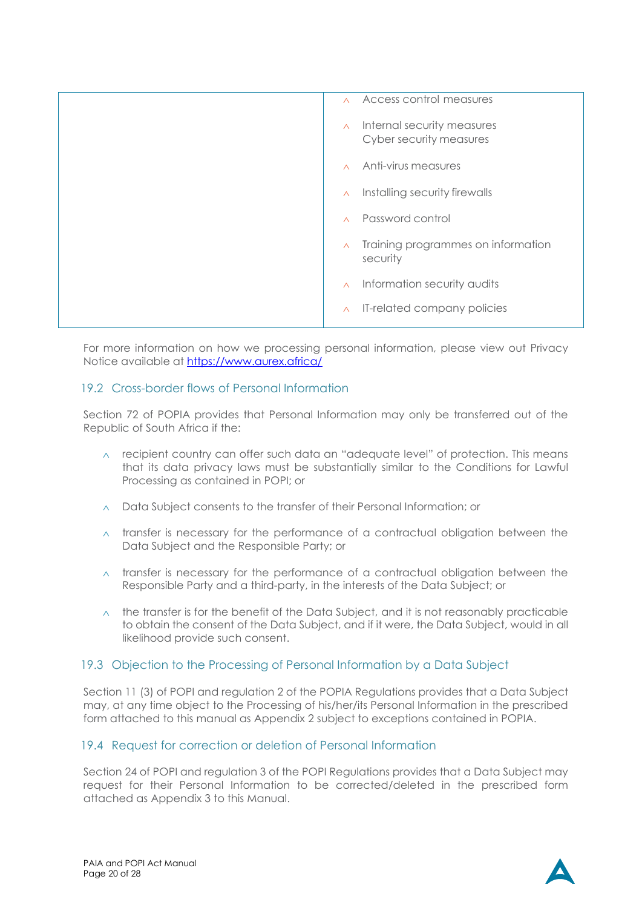| | |
|---|---|
| | - Access control measures<br>- Internal security measures Cyber security measures<br>- Anti-virus measures<br>- Installing security firewalls<br>- Password control<br>- Training programmes on information security<br>- Information security audits<br>- IT-related company policies |

For more information on how we processing personal information, please view out Privacy Notice available at https://www.aurex.africa/

## 19.2 Cross-border flows of Personal Information

Section 72 of POPIA provides that Personal Information may only be transferred out of the Republic of South Africa if the:

- recipient country can offer such data an "adequate level" of protection. This means that its data privacy laws must be substantially similar to the Conditions for Lawful Processing as contained in POPI; or
- Data Subject consents to the transfer of their Personal Information; or
- transfer is necessary for the performance of a contractual obligation between the Data Subject and the Responsible Party; or
- transfer is necessary for the performance of a contractual obligation between the Responsible Party and a third-party, in the interests of the Data Subject; or
- the transfer is for the benefit of the Data Subject, and it is not reasonably practicable to obtain the consent of the Data Subject, and if it were, the Data Subject, would in all likelihood provide such consent.

## 19.3 Objection to the Processing of Personal Information by a Data Subject

Section 11 (3) of POPI and regulation 2 of the POPIA Regulations provides that a Data Subject may, at any time object to the Processing of his/her/its Personal Information in the prescribed form attached to this manual as Appendix 2 subject to exceptions contained in POPIA.

## 19.4 Request for correction or deletion of Personal Information

Section 24 of POPI and regulation 3 of the POPI Regulations provides that a Data Subject may request for their Personal Information to be corrected/deleted in the prescribed form attached as Appendix 3 to this Manual.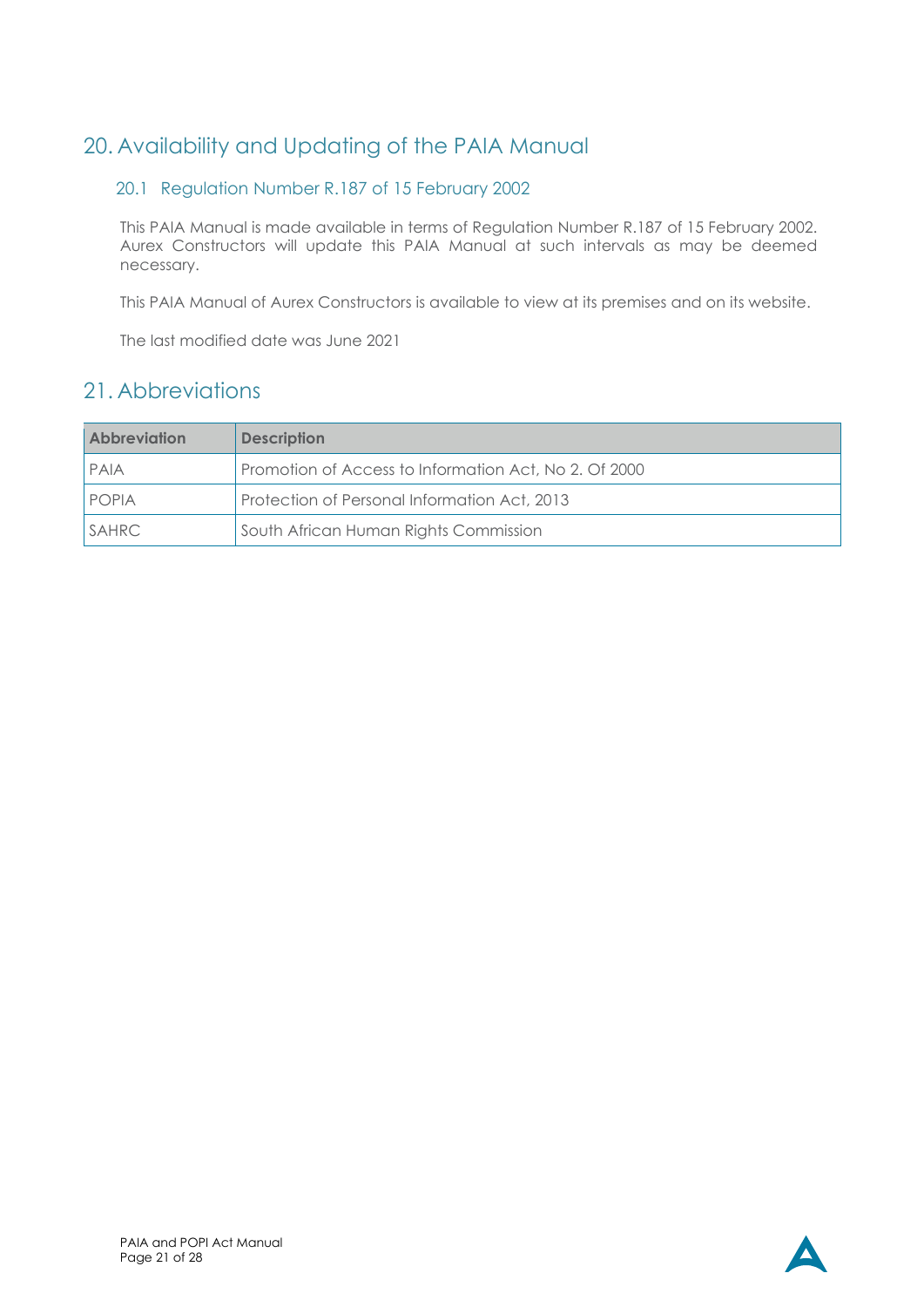## 20. Availability and Updating of the PAIA Manual

### 20.1 Regulation Number R.187 of 15 February 2002

This PAIA Manual is made available in terms of Regulation Number R.187 of 15 February 2002. Aurex Constructors will update this PAIA Manual at such intervals as may be deemed necessary.

This PAIA Manual of Aurex Constructors is available to view at its premises and on its website.

The last modified date was June 2021

## 21. Abbreviations

| Abbreviation | Description |
|---|---|
| PAIA | Promotion of Access to Information Act, No 2. Of 2000 |
| POPIA | Protection of Personal Information Act, 2013 |
| SAHRC | South African Human Rights Commission |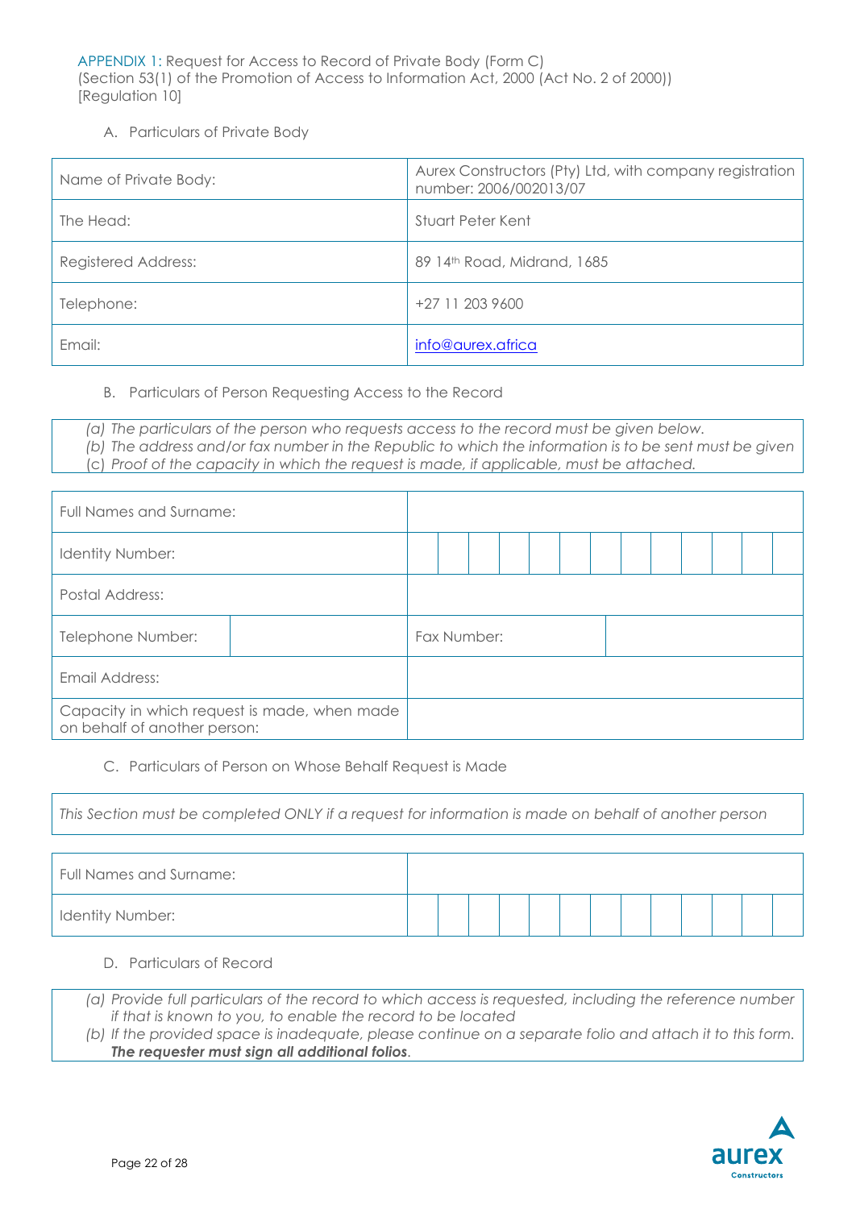APPENDIX 1: Request for Access to Record of Private Body (Form C)
(Section 53(1) of the Promotion of Access to Information Act, 2000 (Act No. 2 of 2000))
[Regulation 10]

A. Particulars of Private Body

| Name of Private Body: | Aurex Constructors (Pty) Ltd, with company registration number: 2006/002013/07 |
|---|---|
| The Head: | Stuart Peter Kent |
| Registered Address: | 89 14th Road, Midrand, 1685 |
| Telephone: | +27 11 203 9600 |
| Email: | info@aurex.africa |

B. Particulars of Person Requesting Access to the Record

*(a) The particulars of the person who requests access to the record must be given below.*
*(b) The address and/or fax number in the Republic to which the information is to be sent must be given*
*(c) Proof of the capacity in which the request is made, if applicable, must be attached.*

| Full Names and Surname: | | | |
|---|---|---|---|
| Identity Number: | | | |
| Postal Address: | | | |
| Telephone Number: | | Fax Number: | |
| Email Address: | | | |
| Capacity in which request is made, when made on behalf of another person: | | | |

C. Particulars of Person on Whose Behalf Request is Made

*This Section must be completed ONLY if a request for information is made on behalf of another person*

| Full Names and Surname: | |
|---|---|
| Identity Number: | |

D. Particulars of Record

*(a) Provide full particulars of the record to which access is requested, including the reference number if that is known to you, to enable the record to be located*
*(b) If the provided space is inadequate, please continue on a separate folio and attach it to this form.* ***The requester must sign all additional folios****.*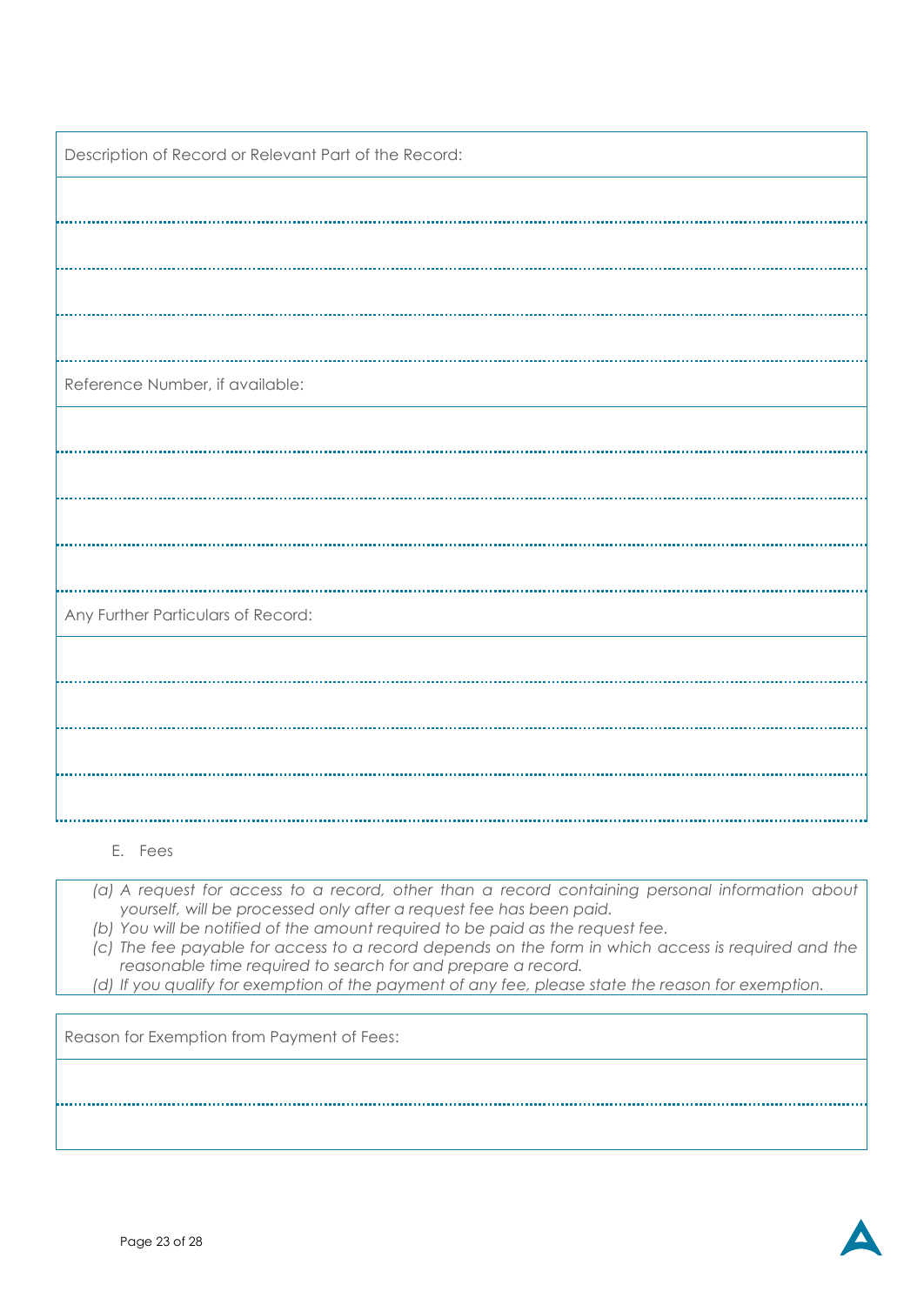| Description of Record or Relevant Part of the Record: |
|---|
| |
| |
| |
| |

| Reference Number, if available: |
|---|
| |
| |
| |
| |

| Any Further Particulars of Record: |
|---|
| |
| |
| |
| |

E. Fees

*(a) A request for access to a record, other than a record containing personal information about yourself, will be processed only after a request fee has been paid.*
*(b) You will be notified of the amount required to be paid as the request fee.*
*(c) The fee payable for access to a record depends on the form in which access is required and the reasonable time required to search for and prepare a record.*
*(d) If you qualify for exemption of the payment of any fee, please state the reason for exemption.*

| Reason for Exemption from Payment of Fees: |
|---|
| |
| |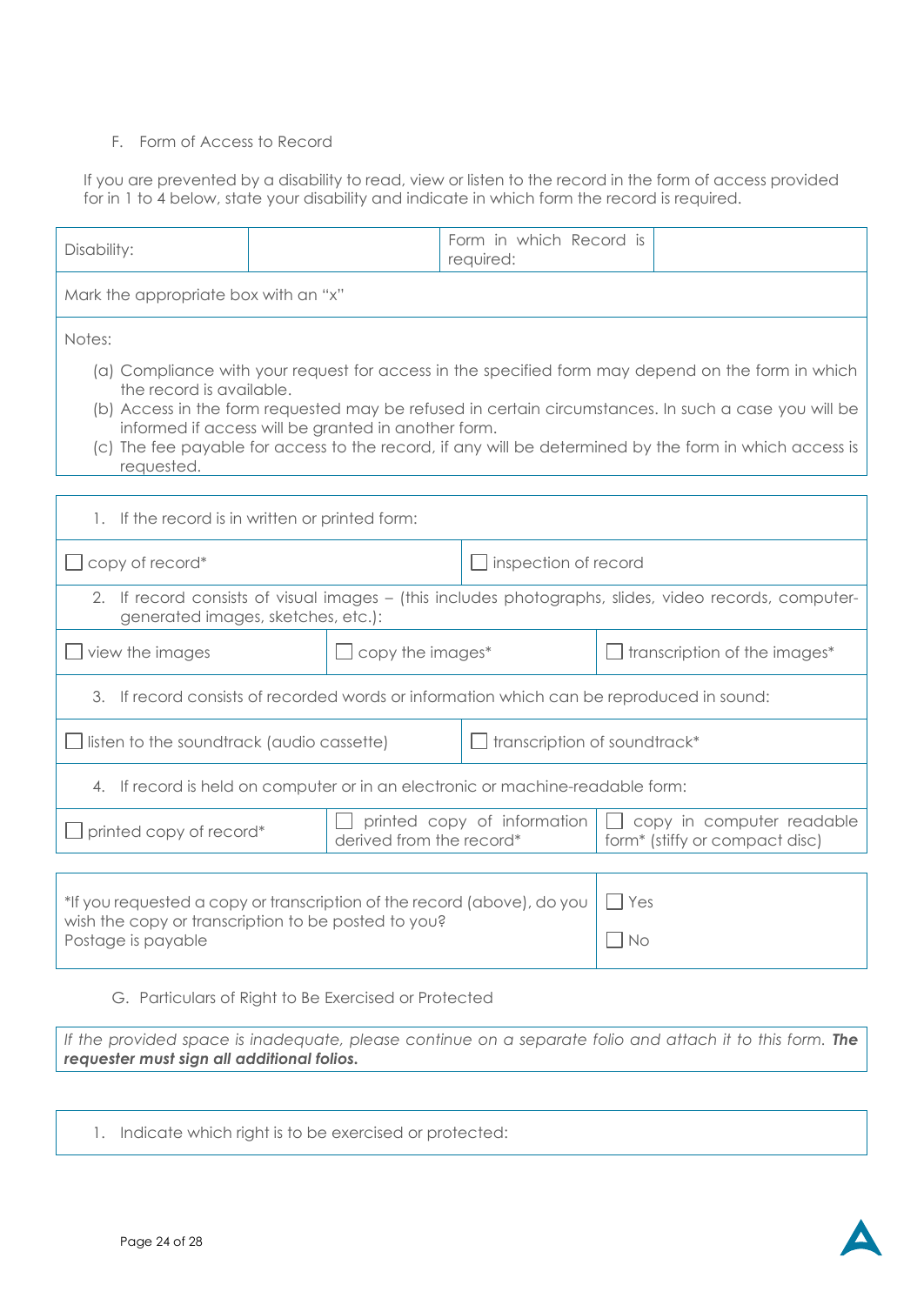F. Form of Access to Record

If you are prevented by a disability to read, view or listen to the record in the form of access provided for in 1 to 4 below, state your disability and indicate in which form the record is required.

| Disability: | | Form in which Record is required: | |
|---|---|---|---|

Mark the appropriate box with an "x"

Notes:

(a) Compliance with your request for access in the specified form may depend on the form in which the record is available.
(b) Access in the form requested may be refused in certain circumstances. In such a case you will be informed if access will be granted in another form.
(c) The fee payable for access to the record, if any will be determined by the form in which access is requested.

1. If the record is in written or printed form:

| | |
|---|---|
| ☐ copy of record* | ☐ inspection of record |

2. If record consists of visual images – (this includes photographs, slides, video records, computer-generated images, sketches, etc.):

| | | |
|---|---|---|
| ☐ view the images | ☐ copy the images* | ☐ transcription of the images* |

3. If record consists of recorded words or information which can be reproduced in sound:

| | |
|---|---|
| ☐ listen to the soundtrack (audio cassette) | ☐ transcription of soundtrack* |

4. If record is held on computer or in an electronic or machine-readable form:

| | | |
|---|---|---|
| ☐ printed copy of record* | ☐ printed copy of information derived from the record* | ☐ copy in computer readable form* (stiffy or compact disc) |

| | |
|---|---|
| *If you requested a copy or transcription of the record (above), do you wish the copy or transcription to be posted to you? Postage is payable | ☐ Yes<br>☐ No |

G. Particulars of Right to Be Exercised or Protected

*If the provided space is inadequate, please continue on a separate folio and attach it to this form.* ***The requester must sign all additional folios.***

1. Indicate which right is to be exercised or protected: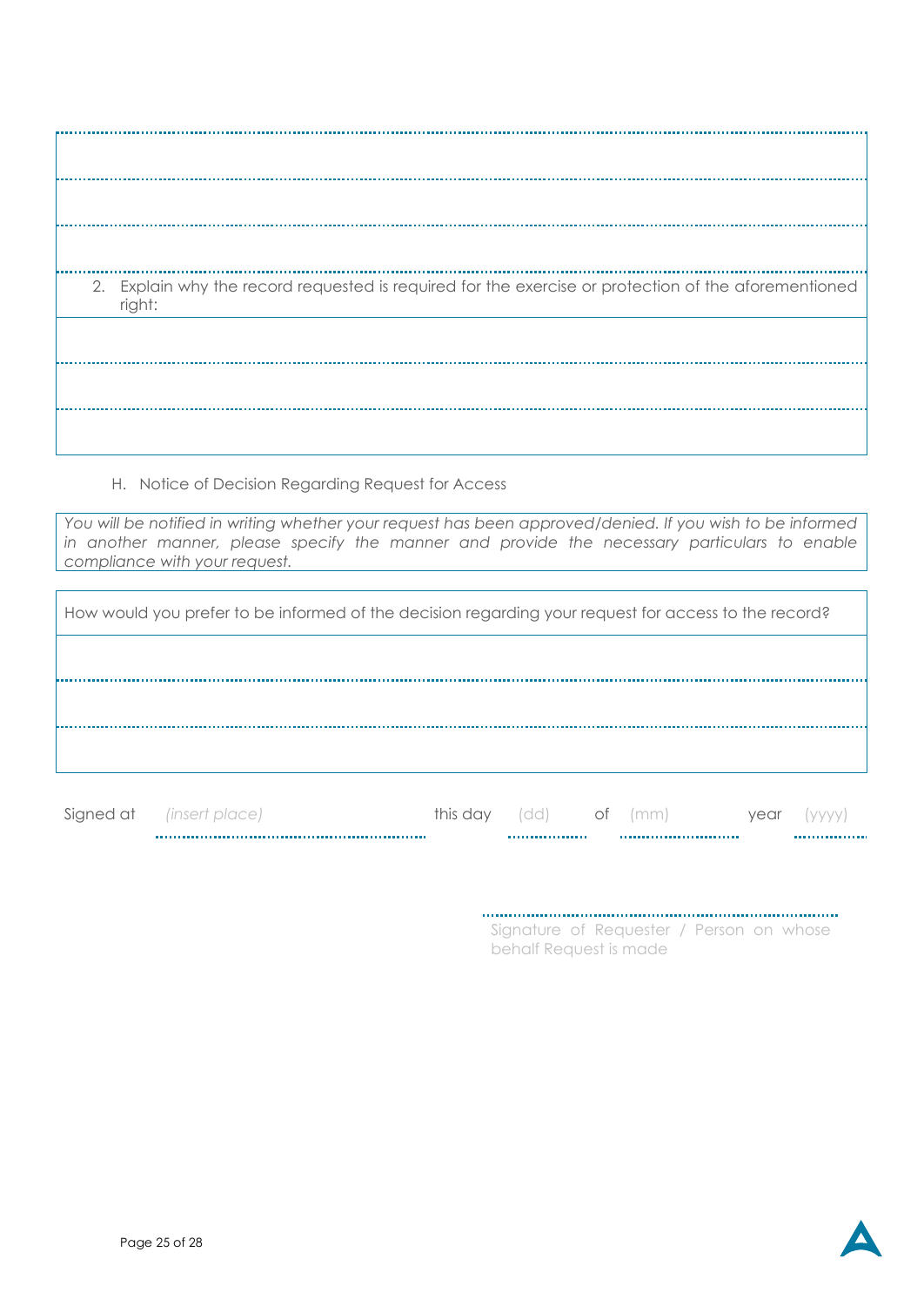| |
|---|
| |
| |
| |
| 2. Explain why the record requested is required for the exercise or protection of the aforementioned right: |
| |
| |
| |

H. Notice of Decision Regarding Request for Access

*You will be notified in writing whether your request has been approved/denied. If you wish to be informed in another manner, please specify the manner and provide the necessary particulars to enable compliance with your request.*

| How would you prefer to be informed of the decision regarding your request for access to the record? |
|---|
| |
| |
| |

Signed at *(insert place)* .................................... this day (dd) .......... of (mm) .............. year (yyyy) ..........

..............................................................

Signature of Requester / Person on whose behalf Request is made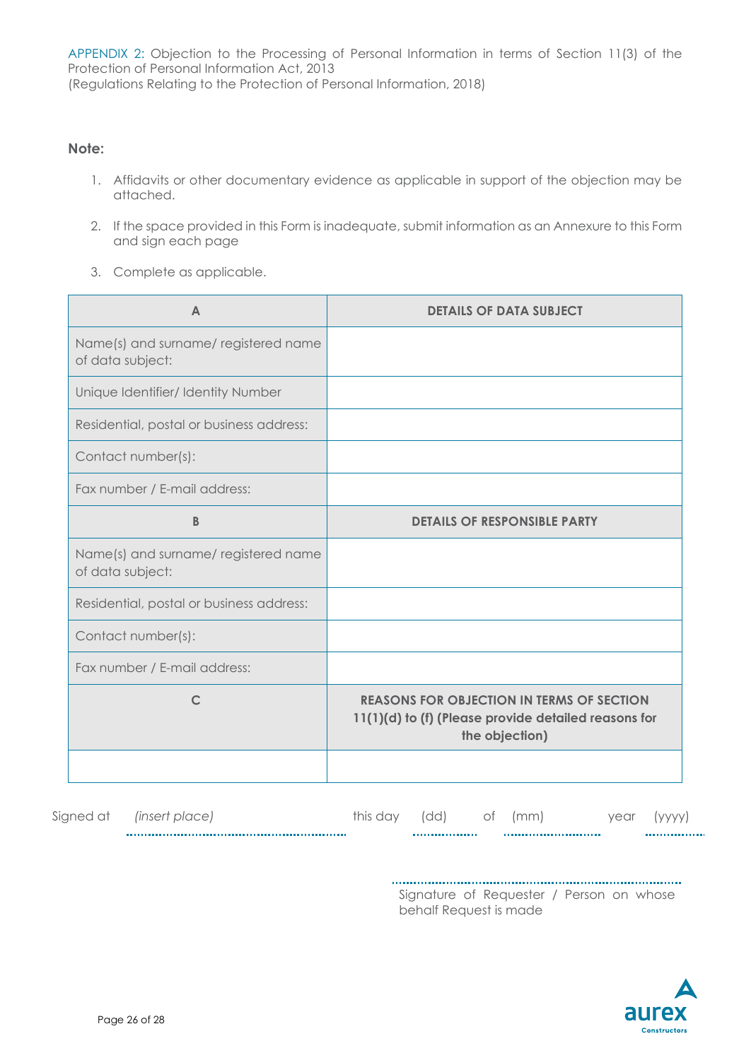APPENDIX 2: Objection to the Processing of Personal Information in terms of Section 11(3) of the Protection of Personal Information Act, 2013
(Regulations Relating to the Protection of Personal Information, 2018)

**Note:**

1. Affidavits or other documentary evidence as applicable in support of the objection may be attached.
2. If the space provided in this Form is inadequate, submit information as an Annexure to this Form and sign each page
3. Complete as applicable.

| A | DETAILS OF DATA SUBJECT |
|---|---|
| Name(s) and surname/ registered name of data subject: | |
| Unique Identifier/ Identity Number | |
| Residential, postal or business address: | |
| Contact number(s): | |
| Fax number / E-mail address: | |
| **B** | **DETAILS OF RESPONSIBLE PARTY** |
| Name(s) and surname/ registered name of data subject: | |
| Residential, postal or business address: | |
| Contact number(s): | |
| Fax number / E-mail address: | |
| **C** | **REASONS FOR OBJECTION IN TERMS OF SECTION 11(1)(d) to (f) (Please provide detailed reasons for the objection)** |
| | |

Signed at *(insert place)* ............................................ this day (dd) .............. of (mm) .................... year (yyyy) ..............

..........................................................................
Signature of Requester / Person on whose behalf Request is made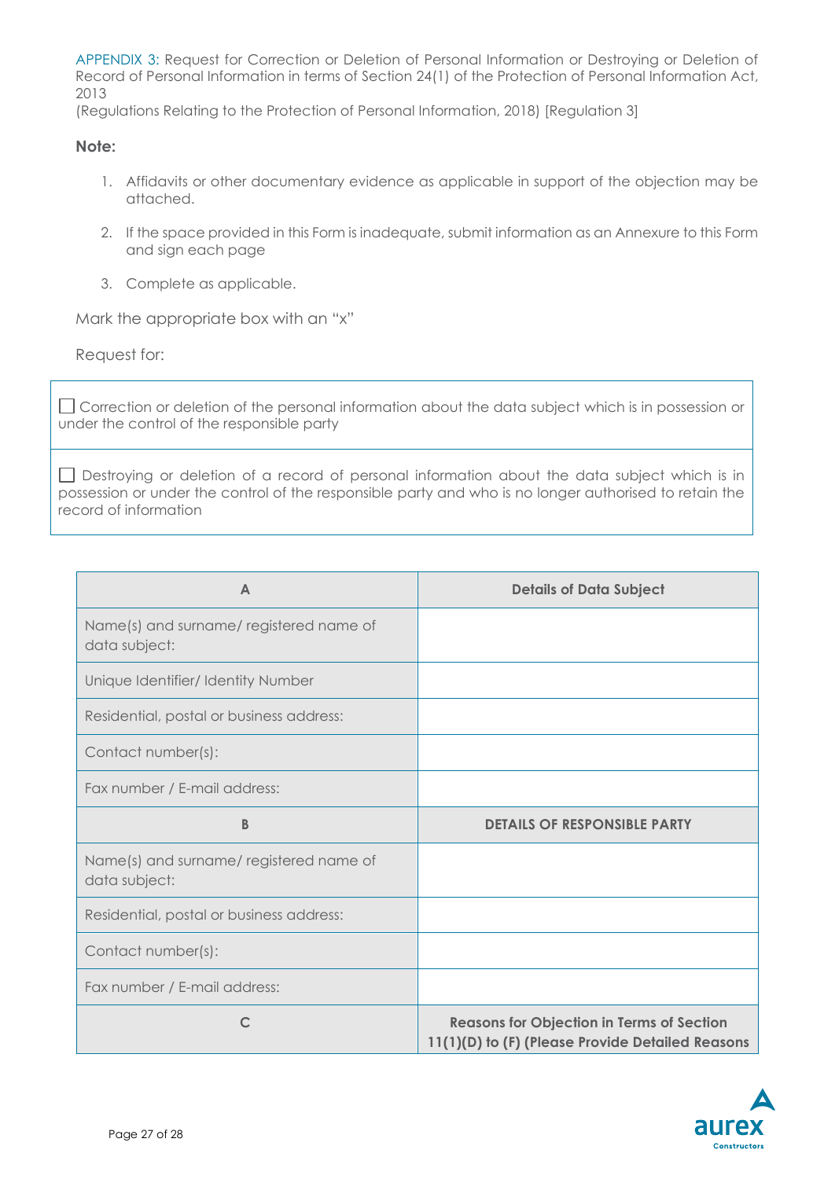APPENDIX 3: Request for Correction or Deletion of Personal Information or Destroying or Deletion of Record of Personal Information in terms of Section 24(1) of the Protection of Personal Information Act, 2013

(Regulations Relating to the Protection of Personal Information, 2018) [Regulation 3]

**Note:**

1. Affidavits or other documentary evidence as applicable in support of the objection may be attached.
2. If the space provided in this Form is inadequate, submit information as an Annexure to this Form and sign each page
3. Complete as applicable.

Mark the appropriate box with an "x"

Request for:

| |
|---|
| ☐ Correction or deletion of the personal information about the data subject which is in possession or under the control of the responsible party |
| ☐ Destroying or deletion of a record of personal information about the data subject which is in possession or under the control of the responsible party and who is no longer authorised to retain the record of information |

| A | **Details of Data Subject** |
|---|---|
| Name(s) and surname/ registered name of data subject: | |
| Unique Identifier/ Identity Number | |
| Residential, postal or business address: | |
| Contact number(s): | |
| Fax number / E-mail address: | |
| **B** | **DETAILS OF RESPONSIBLE PARTY** |
| Name(s) and surname/ registered name of data subject: | |
| Residential, postal or business address: | |
| Contact number(s): | |
| Fax number / E-mail address: | |
| C | **Reasons for Objection in Terms of Section 11(1)(D) to (F) (Please Provide Detailed Reasons** |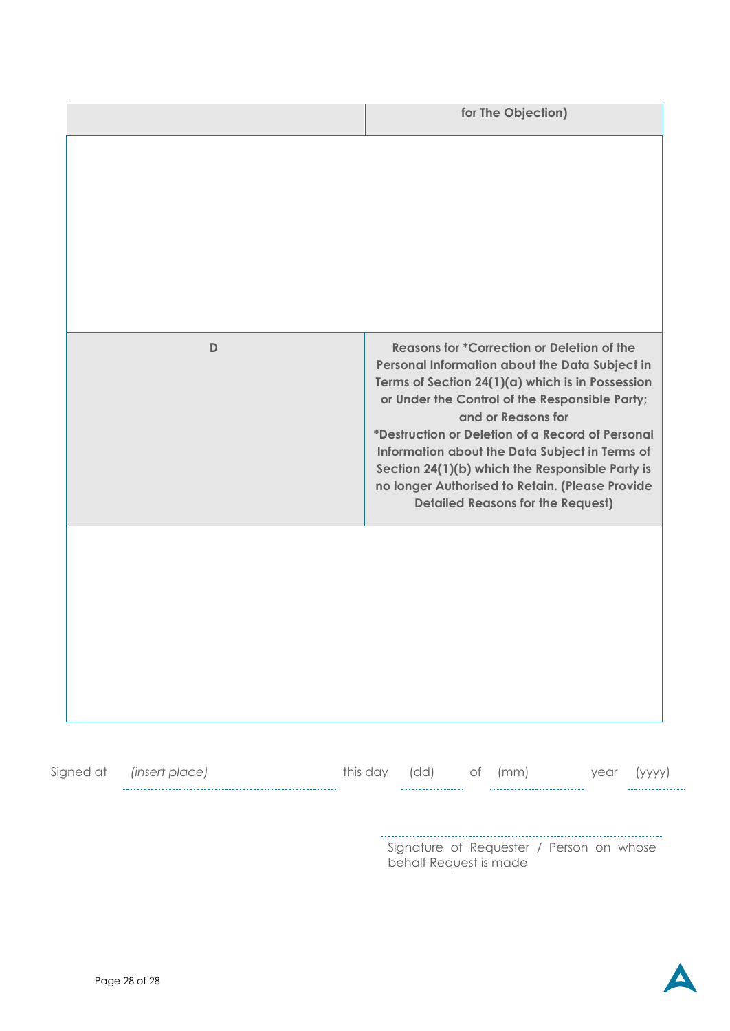| | |
|---|---|
| | **for The Objection)** |
| | |
| D | **Reasons for *Correction or Deletion of the Personal Information about the Data Subject in Terms of Section 24(1)(a) which is in Possession or Under the Control of the Responsible Party; and or Reasons for *Destruction or Deletion of a Record of Personal Information about the Data Subject in Terms of Section 24(1)(b) which the Responsible Party is no longer Authorised to Retain. (Please Provide Detailed Reasons for the Request)** |
| | |

Signed at *(insert place)* .................................... this day (dd) .......... of (mm) .............. year (yyyy) ..........

..................................................................

Signature of Requester / Person on whose behalf Request is made